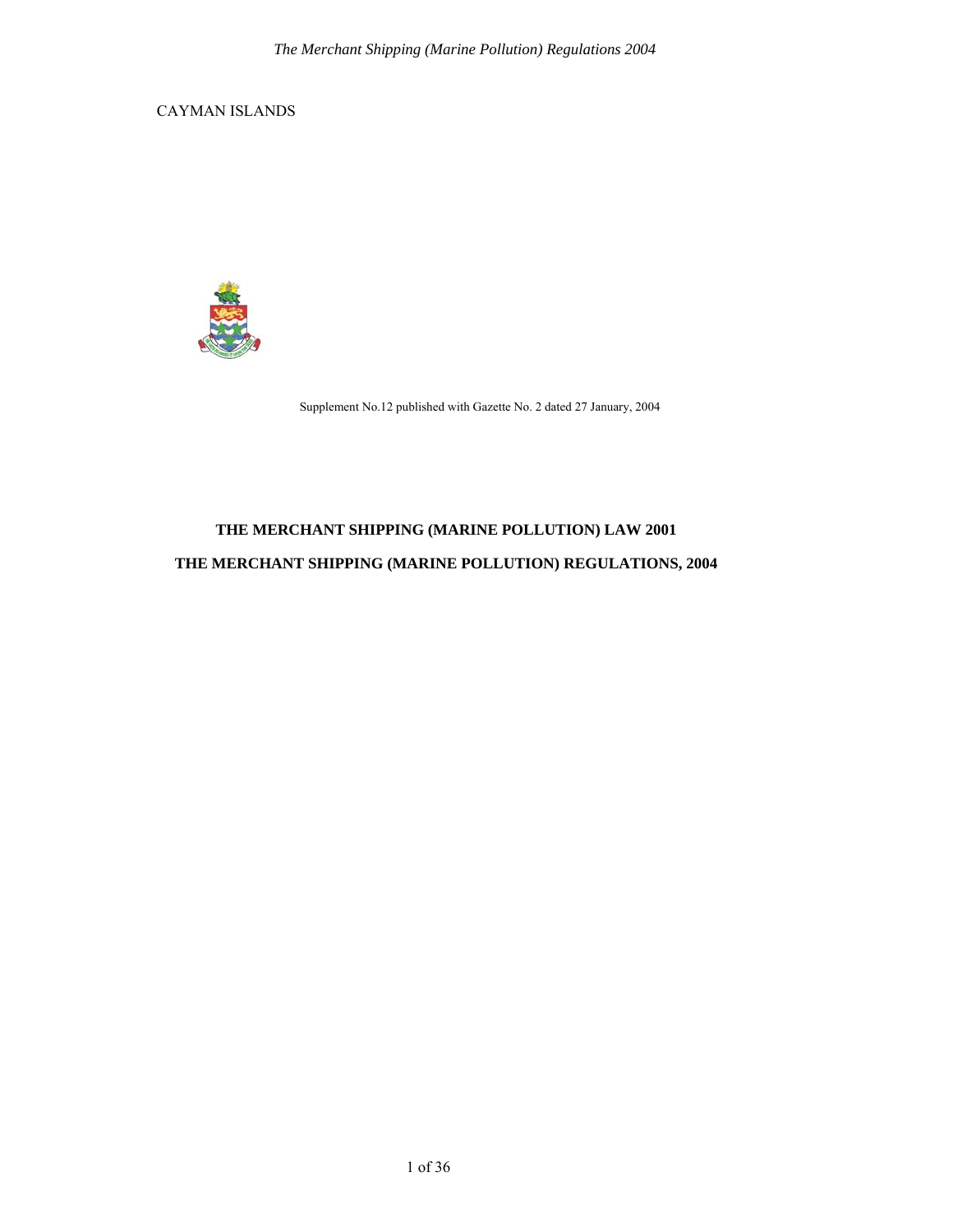CAYMAN ISLANDS

Supplement No.12 published with Gazette No. 2 dated 27 January, 2004

# THE MERCHANT SHIPPING (MARINE POLLUTION) LAW 2001

# THE MERCHANT SHIPPING (MARINE POLLUTION) REGULATIONS, 2004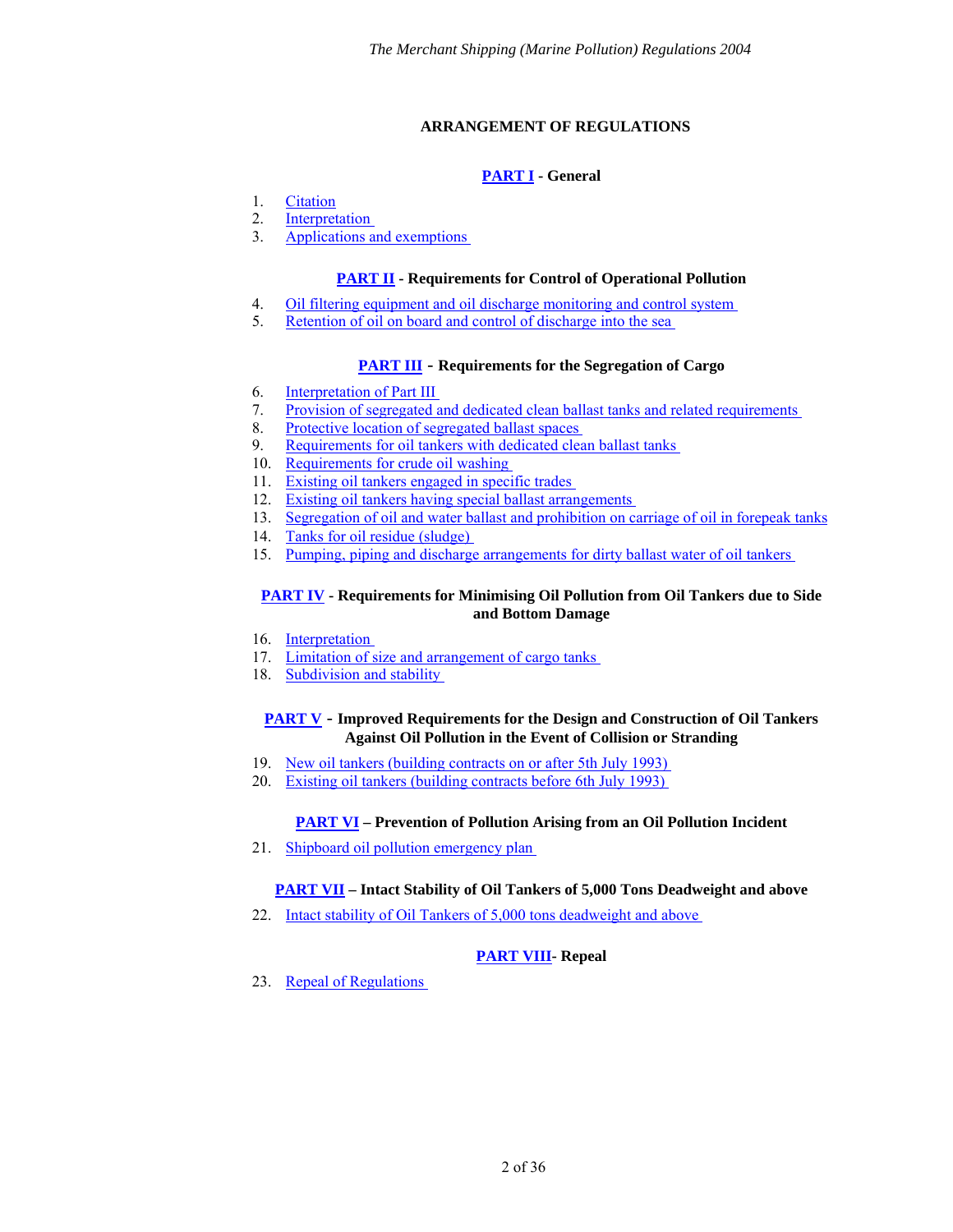## ARRANGEMENT OF REGULATIONS

### PART I - General

1. Citation
2. Interpretation
3. Applications and exemptions

### PART II - Requirements for Control of Operational Pollution

4. Oil filtering equipment and oil discharge monitoring and control system
5. Retention of oil on board and control of discharge into the sea

### PART III - Requirements for the Segregation of Cargo

6. Interpretation of Part III
7. Provision of segregated and dedicated clean ballast tanks and related requirements
8. Protective location of segregated ballast spaces
9. Requirements for oil tankers with dedicated clean ballast tanks
10. Requirements for crude oil washing
11. Existing oil tankers engaged in specific trades
12. Existing oil tankers having special ballast arrangements
13. Segregation of oil and water ballast and prohibition on carriage of oil in forepeak tanks
14. Tanks for oil residue (sludge)
15. Pumping, piping and discharge arrangements for dirty ballast water of oil tankers

### PART IV - Requirements for Minimising Oil Pollution from Oil Tankers due to Side and Bottom Damage

16. Interpretation
17. Limitation of size and arrangement of cargo tanks
18. Subdivision and stability

### PART V - Improved Requirements for the Design and Construction of Oil Tankers Against Oil Pollution in the Event of Collision or Stranding

19. New oil tankers (building contracts on or after 5th July 1993)
20. Existing oil tankers (building contracts before 6th July 1993)

### PART VI – Prevention of Pollution Arising from an Oil Pollution Incident

21. Shipboard oil pollution emergency plan

### PART VII – Intact Stability of Oil Tankers of 5,000 Tons Deadweight and above

22. Intact stability of Oil Tankers of 5,000 tons deadweight and above

### PART VIII- Repeal

23. Repeal of Regulations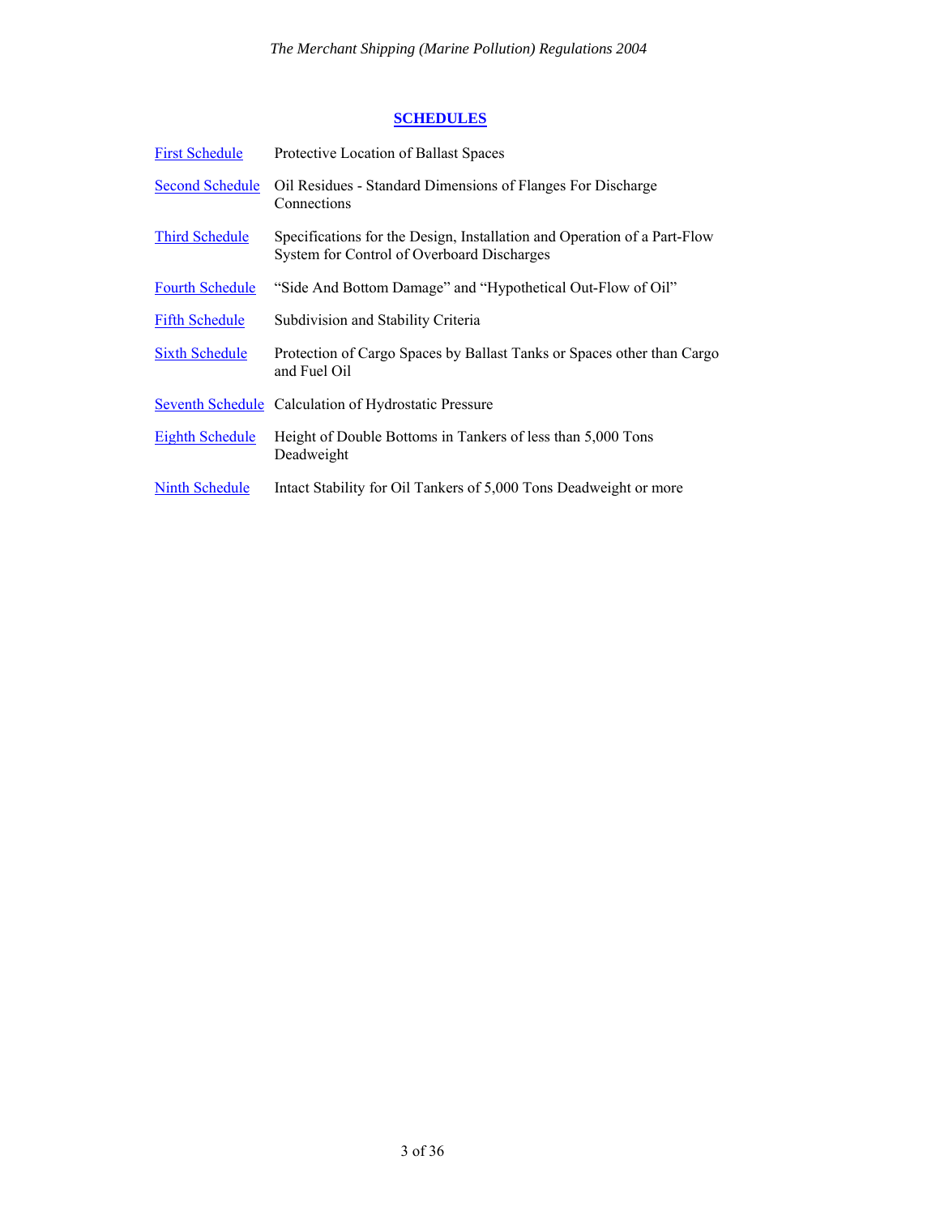## SCHEDULES

| | |
|---|---|
| First Schedule | Protective Location of Ballast Spaces |
| Second Schedule | Oil Residues - Standard Dimensions of Flanges For Discharge Connections |
| Third Schedule | Specifications for the Design, Installation and Operation of a Part-Flow System for Control of Overboard Discharges |
| Fourth Schedule | "Side And Bottom Damage" and "Hypothetical Out-Flow of Oil" |
| Fifth Schedule | Subdivision and Stability Criteria |
| Sixth Schedule | Protection of Cargo Spaces by Ballast Tanks or Spaces other than Cargo and Fuel Oil |
| Seventh Schedule | Calculation of Hydrostatic Pressure |
| Eighth Schedule | Height of Double Bottoms in Tankers of less than 5,000 Tons Deadweight |
| Ninth Schedule | Intact Stability for Oil Tankers of 5,000 Tons Deadweight or more |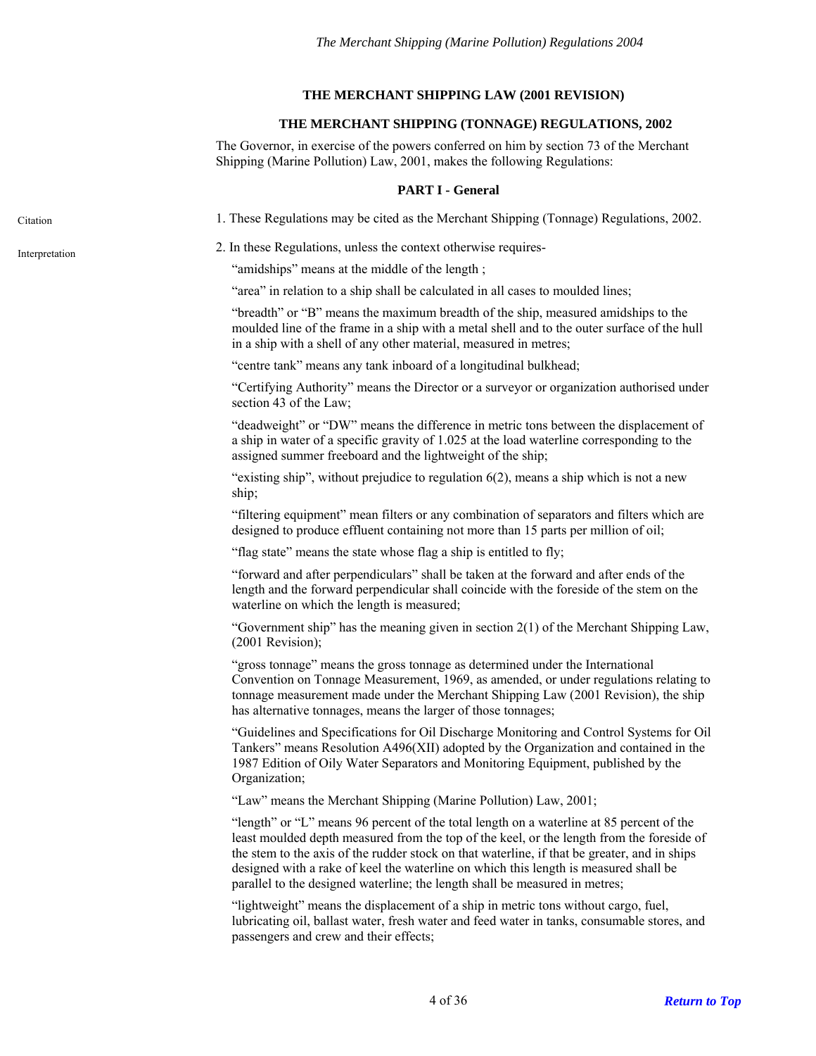**THE MERCHANT SHIPPING LAW (2001 REVISION)**

**THE MERCHANT SHIPPING (TONNAGE) REGULATIONS, 2002**

The Governor, in exercise of the powers conferred on him by section 73 of the Merchant Shipping (Marine Pollution) Law, 2001, makes the following Regulations:

**PART I - General**

Citation

1. These Regulations may be cited as the Merchant Shipping (Tonnage) Regulations, 2002.

Interpretation

2. In these Regulations, unless the context otherwise requires-

"amidships" means at the middle of the length ;

"area" in relation to a ship shall be calculated in all cases to moulded lines;

"breadth" or "B" means the maximum breadth of the ship, measured amidships to the moulded line of the frame in a ship with a metal shell and to the outer surface of the hull in a ship with a shell of any other material, measured in metres;

"centre tank" means any tank inboard of a longitudinal bulkhead;

"Certifying Authority" means the Director or a surveyor or organization authorised under section 43 of the Law;

"deadweight" or "DW" means the difference in metric tons between the displacement of a ship in water of a specific gravity of 1.025 at the load waterline corresponding to the assigned summer freeboard and the lightweight of the ship;

"existing ship", without prejudice to regulation 6(2), means a ship which is not a new ship;

"filtering equipment" mean filters or any combination of separators and filters which are designed to produce effluent containing not more than 15 parts per million of oil;

"flag state" means the state whose flag a ship is entitled to fly;

"forward and after perpendiculars" shall be taken at the forward and after ends of the length and the forward perpendicular shall coincide with the foreside of the stem on the waterline on which the length is measured;

"Government ship" has the meaning given in section 2(1) of the Merchant Shipping Law, (2001 Revision);

"gross tonnage" means the gross tonnage as determined under the International Convention on Tonnage Measurement, 1969, as amended, or under regulations relating to tonnage measurement made under the Merchant Shipping Law (2001 Revision), the ship has alternative tonnages, means the larger of those tonnages;

"Guidelines and Specifications for Oil Discharge Monitoring and Control Systems for Oil Tankers" means Resolution A496(XII) adopted by the Organization and contained in the 1987 Edition of Oily Water Separators and Monitoring Equipment, published by the Organization;

"Law" means the Merchant Shipping (Marine Pollution) Law, 2001;

"length" or "L" means 96 percent of the total length on a waterline at 85 percent of the least moulded depth measured from the top of the keel, or the length from the foreside of the stem to the axis of the rudder stock on that waterline, if that be greater, and in ships designed with a rake of keel the waterline on which this length is measured shall be parallel to the designed waterline; the length shall be measured in metres;

"lightweight" means the displacement of a ship in metric tons without cargo, fuel, lubricating oil, ballast water, fresh water and feed water in tanks, consumable stores, and passengers and crew and their effects;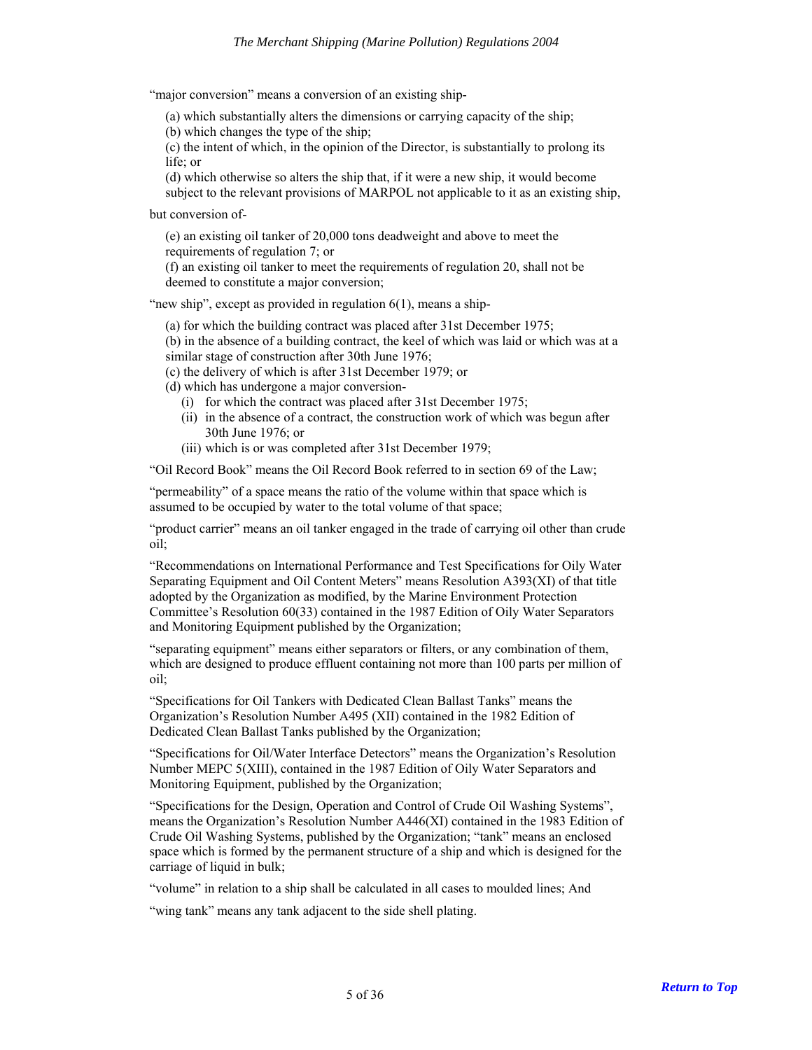"major conversion" means a conversion of an existing ship-

(a) which substantially alters the dimensions or carrying capacity of the ship;
(b) which changes the type of the ship;
(c) the intent of which, in the opinion of the Director, is substantially to prolong its life; or
(d) which otherwise so alters the ship that, if it were a new ship, it would become subject to the relevant provisions of MARPOL not applicable to it as an existing ship,

but conversion of-

(e) an existing oil tanker of 20,000 tons deadweight and above to meet the requirements of regulation 7; or
(f) an existing oil tanker to meet the requirements of regulation 20, shall not be deemed to constitute a major conversion;

"new ship", except as provided in regulation 6(1), means a ship-

(a) for which the building contract was placed after 31st December 1975;
(b) in the absence of a building contract, the keel of which was laid or which was at a similar stage of construction after 30th June 1976;
(c) the delivery of which is after 31st December 1979; or
(d) which has undergone a major conversion-
  (i) for which the contract was placed after 31st December 1975;
  (ii) in the absence of a contract, the construction work of which was begun after 30th June 1976; or
  (iii) which is or was completed after 31st December 1979;

"Oil Record Book" means the Oil Record Book referred to in section 69 of the Law;

"permeability" of a space means the ratio of the volume within that space which is assumed to be occupied by water to the total volume of that space;

"product carrier" means an oil tanker engaged in the trade of carrying oil other than crude oil;

"Recommendations on International Performance and Test Specifications for Oily Water Separating Equipment and Oil Content Meters" means Resolution A393(XI) of that title adopted by the Organization as modified, by the Marine Environment Protection Committee's Resolution 60(33) contained in the 1987 Edition of Oily Water Separators and Monitoring Equipment published by the Organization;

"separating equipment" means either separators or filters, or any combination of them, which are designed to produce effluent containing not more than 100 parts per million of oil;

"Specifications for Oil Tankers with Dedicated Clean Ballast Tanks" means the Organization's Resolution Number A495 (XII) contained in the 1982 Edition of Dedicated Clean Ballast Tanks published by the Organization;

"Specifications for Oil/Water Interface Detectors" means the Organization's Resolution Number MEPC 5(XIII), contained in the 1987 Edition of Oily Water Separators and Monitoring Equipment, published by the Organization;

"Specifications for the Design, Operation and Control of Crude Oil Washing Systems", means the Organization's Resolution Number A446(XI) contained in the 1983 Edition of Crude Oil Washing Systems, published by the Organization; "tank" means an enclosed space which is formed by the permanent structure of a ship and which is designed for the carriage of liquid in bulk;

"volume" in relation to a ship shall be calculated in all cases to moulded lines; And

"wing tank" means any tank adjacent to the side shell plating.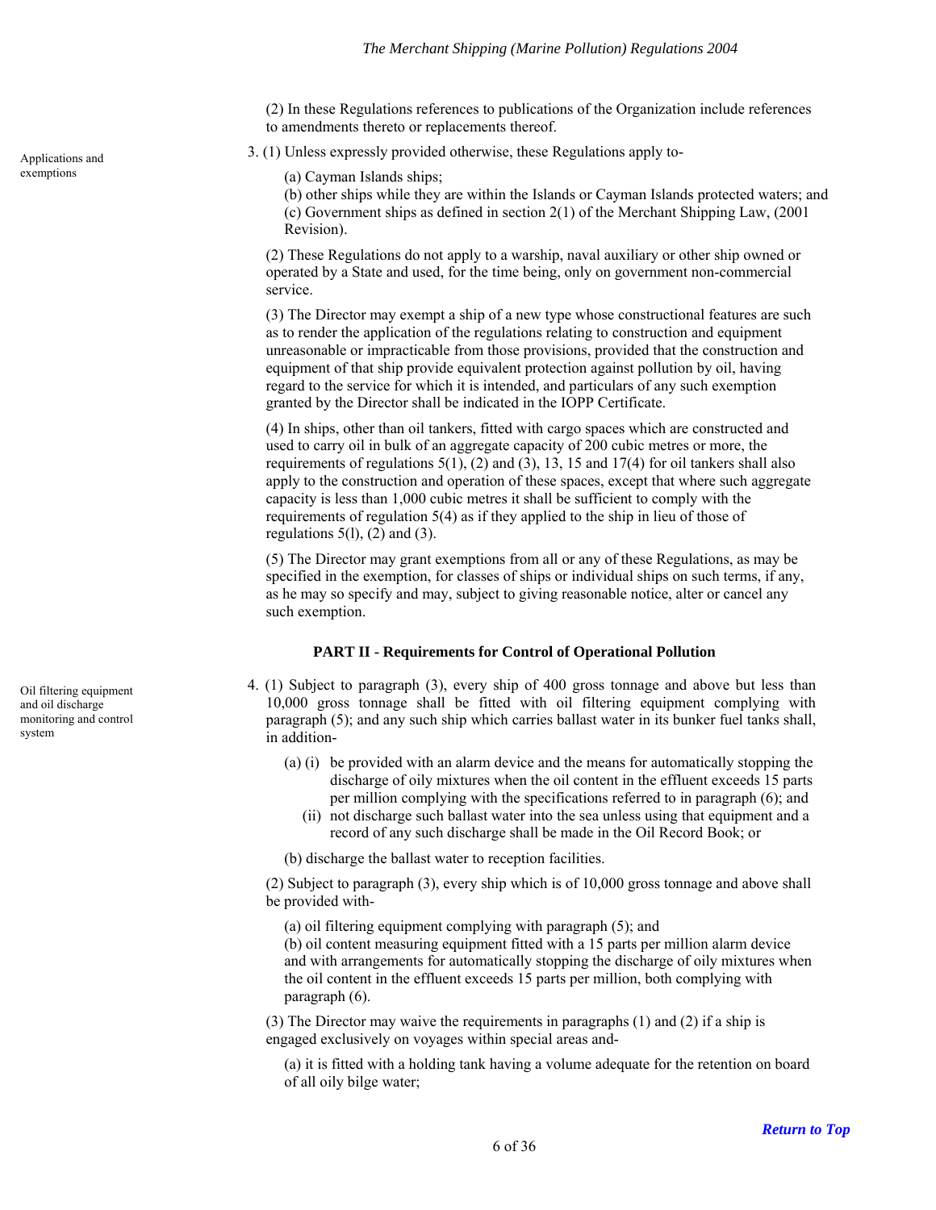(2) In these Regulations references to publications of the Organization include references to amendments thereto or replacements thereof.

Applications and exemptions

3. (1) Unless expressly provided otherwise, these Regulations apply to-

(a) Cayman Islands ships;
(b) other ships while they are within the Islands or Cayman Islands protected waters; and
(c) Government ships as defined in section 2(1) of the Merchant Shipping Law, (2001 Revision).

(2) These Regulations do not apply to a warship, naval auxiliary or other ship owned or operated by a State and used, for the time being, only on government non-commercial service.

(3) The Director may exempt a ship of a new type whose constructional features are such as to render the application of the regulations relating to construction and equipment unreasonable or impracticable from those provisions, provided that the construction and equipment of that ship provide equivalent protection against pollution by oil, having regard to the service for which it is intended, and particulars of any such exemption granted by the Director shall be indicated in the IOPP Certificate.

(4) In ships, other than oil tankers, fitted with cargo spaces which are constructed and used to carry oil in bulk of an aggregate capacity of 200 cubic metres or more, the requirements of regulations 5(1), (2) and (3), 13, 15 and 17(4) for oil tankers shall also apply to the construction and operation of these spaces, except that where such aggregate capacity is less than 1,000 cubic metres it shall be sufficient to comply with the requirements of regulation 5(4) as if they applied to the ship in lieu of those of regulations 5(l), (2) and (3).

(5) The Director may grant exemptions from all or any of these Regulations, as may be specified in the exemption, for classes of ships or individual ships on such terms, if any, as he may so specify and may, subject to giving reasonable notice, alter or cancel any such exemption.

## PART II - Requirements for Control of Operational Pollution

Oil filtering equipment and oil discharge monitoring and control system

4. (1) Subject to paragraph (3), every ship of 400 gross tonnage and above but less than 10,000 gross tonnage shall be fitted with oil filtering equipment complying with paragraph (5); and any such ship which carries ballast water in its bunker fuel tanks shall, in addition-

(a) (i) be provided with an alarm device and the means for automatically stopping the discharge of oily mixtures when the oil content in the effluent exceeds 15 parts per million complying with the specifications referred to in paragraph (6); and
(ii) not discharge such ballast water into the sea unless using that equipment and a record of any such discharge shall be made in the Oil Record Book; or

(b) discharge the ballast water to reception facilities.

(2) Subject to paragraph (3), every ship which is of 10,000 gross tonnage and above shall be provided with-

(a) oil filtering equipment complying with paragraph (5); and
(b) oil content measuring equipment fitted with a 15 parts per million alarm device and with arrangements for automatically stopping the discharge of oily mixtures when the oil content in the effluent exceeds 15 parts per million, both complying with paragraph (6).

(3) The Director may waive the requirements in paragraphs (1) and (2) if a ship is engaged exclusively on voyages within special areas and-

(a) it is fitted with a holding tank having a volume adequate for the retention on board of all oily bilge water;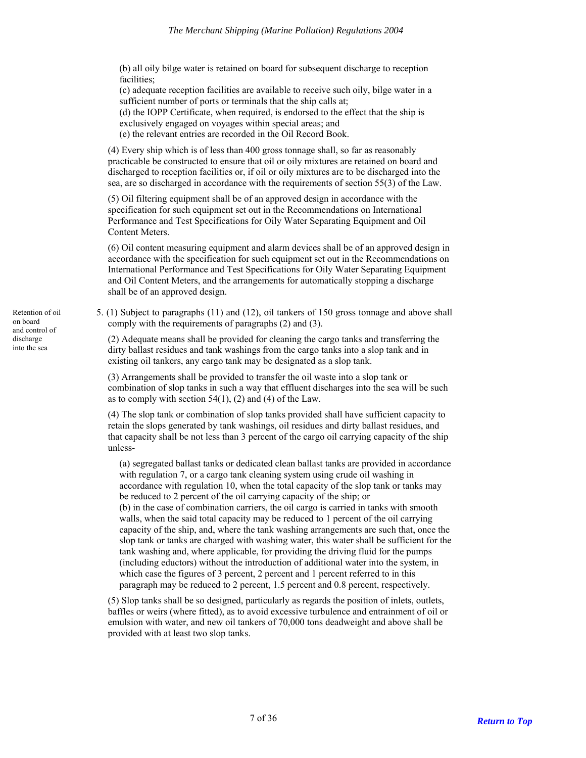(b) all oily bilge water is retained on board for subsequent discharge to reception facilities;

(c) adequate reception facilities are available to receive such oily, bilge water in a sufficient number of ports or terminals that the ship calls at;

(d) the IOPP Certificate, when required, is endorsed to the effect that the ship is exclusively engaged on voyages within special areas; and

(e) the relevant entries are recorded in the Oil Record Book.

(4) Every ship which is of less than 400 gross tonnage shall, so far as reasonably practicable be constructed to ensure that oil or oily mixtures are retained on board and discharged to reception facilities or, if oil or oily mixtures are to be discharged into the sea, are so discharged in accordance with the requirements of section 55(3) of the Law.

(5) Oil filtering equipment shall be of an approved design in accordance with the specification for such equipment set out in the Recommendations on International Performance and Test Specifications for Oily Water Separating Equipment and Oil Content Meters.

(6) Oil content measuring equipment and alarm devices shall be of an approved design in accordance with the specification for such equipment set out in the Recommendations on International Performance and Test Specifications for Oily Water Separating Equipment and Oil Content Meters, and the arrangements for automatically stopping a discharge shall be of an approved design.

*Retention of oil on board and control of discharge into the sea*

5. (1) Subject to paragraphs (11) and (12), oil tankers of 150 gross tonnage and above shall comply with the requirements of paragraphs (2) and (3).

(2) Adequate means shall be provided for cleaning the cargo tanks and transferring the dirty ballast residues and tank washings from the cargo tanks into a slop tank and in existing oil tankers, any cargo tank may be designated as a slop tank.

(3) Arrangements shall be provided to transfer the oil waste into a slop tank or combination of slop tanks in such a way that effluent discharges into the sea will be such as to comply with section 54(1), (2) and (4) of the Law.

(4) The slop tank or combination of slop tanks provided shall have sufficient capacity to retain the slops generated by tank washings, oil residues and dirty ballast residues, and that capacity shall be not less than 3 percent of the cargo oil carrying capacity of the ship unless-

(a) segregated ballast tanks or dedicated clean ballast tanks are provided in accordance with regulation 7, or a cargo tank cleaning system using crude oil washing in accordance with regulation 10, when the total capacity of the slop tank or tanks may be reduced to 2 percent of the oil carrying capacity of the ship; or

(b) in the case of combination carriers, the oil cargo is carried in tanks with smooth walls, when the said total capacity may be reduced to 1 percent of the oil carrying capacity of the ship, and, where the tank washing arrangements are such that, once the slop tank or tanks are charged with washing water, this water shall be sufficient for the tank washing and, where applicable, for providing the driving fluid for the pumps (including eductors) without the introduction of additional water into the system, in which case the figures of 3 percent, 2 percent and 1 percent referred to in this paragraph may be reduced to 2 percent, 1.5 percent and 0.8 percent, respectively.

(5) Slop tanks shall be so designed, particularly as regards the position of inlets, outlets, baffles or weirs (where fitted), as to avoid excessive turbulence and entrainment of oil or emulsion with water, and new oil tankers of 70,000 tons deadweight and above shall be provided with at least two slop tanks.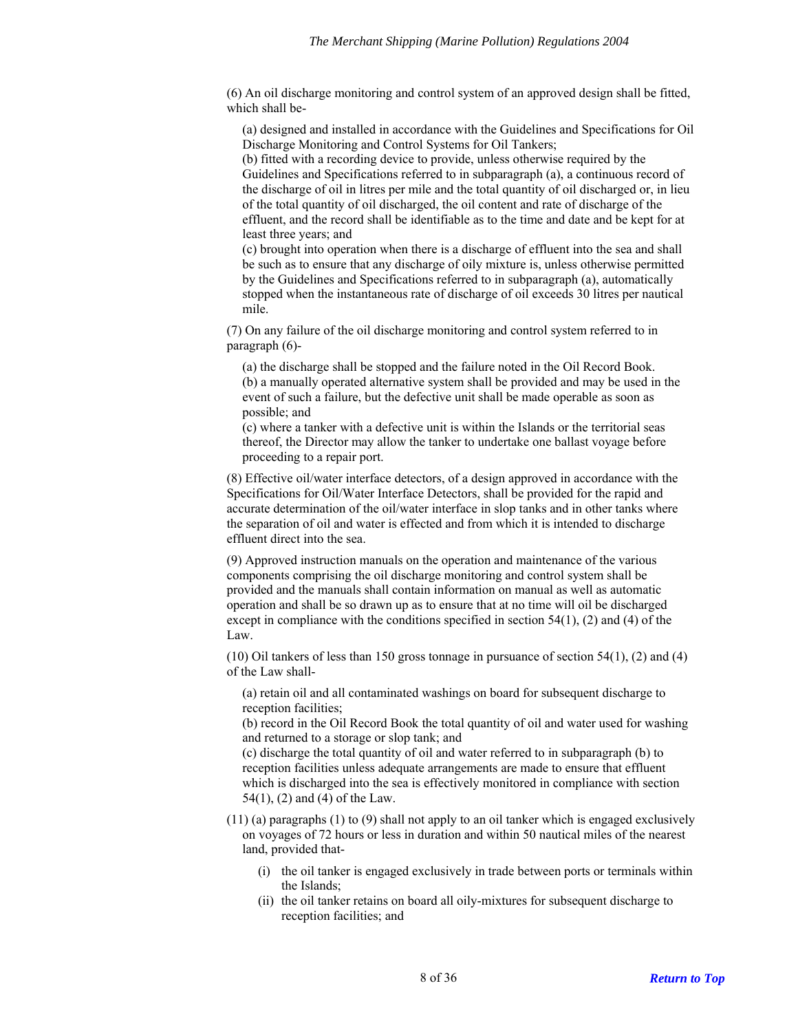(6) An oil discharge monitoring and control system of an approved design shall be fitted, which shall be-

(a) designed and installed in accordance with the Guidelines and Specifications for Oil Discharge Monitoring and Control Systems for Oil Tankers;
(b) fitted with a recording device to provide, unless otherwise required by the Guidelines and Specifications referred to in subparagraph (a), a continuous record of the discharge of oil in litres per mile and the total quantity of oil discharged or, in lieu of the total quantity of oil discharged, the oil content and rate of discharge of the effluent, and the record shall be identifiable as to the time and date and be kept for at least three years; and
(c) brought into operation when there is a discharge of effluent into the sea and shall be such as to ensure that any discharge of oily mixture is, unless otherwise permitted by the Guidelines and Specifications referred to in subparagraph (a), automatically stopped when the instantaneous rate of discharge of oil exceeds 30 litres per nautical mile.

(7) On any failure of the oil discharge monitoring and control system referred to in paragraph (6)-

(a) the discharge shall be stopped and the failure noted in the Oil Record Book.
(b) a manually operated alternative system shall be provided and may be used in the event of such a failure, but the defective unit shall be made operable as soon as possible; and
(c) where a tanker with a defective unit is within the Islands or the territorial seas thereof, the Director may allow the tanker to undertake one ballast voyage before proceeding to a repair port.

(8) Effective oil/water interface detectors, of a design approved in accordance with the Specifications for Oil/Water Interface Detectors, shall be provided for the rapid and accurate determination of the oil/water interface in slop tanks and in other tanks where the separation of oil and water is effected and from which it is intended to discharge effluent direct into the sea.

(9) Approved instruction manuals on the operation and maintenance of the various components comprising the oil discharge monitoring and control system shall be provided and the manuals shall contain information on manual as well as automatic operation and shall be so drawn up as to ensure that at no time will oil be discharged except in compliance with the conditions specified in section 54(1), (2) and (4) of the Law.

(10) Oil tankers of less than 150 gross tonnage in pursuance of section 54(1), (2) and (4) of the Law shall-

(a) retain oil and all contaminated washings on board for subsequent discharge to reception facilities;
(b) record in the Oil Record Book the total quantity of oil and water used for washing and returned to a storage or slop tank; and
(c) discharge the total quantity of oil and water referred to in subparagraph (b) to reception facilities unless adequate arrangements are made to ensure that effluent which is discharged into the sea is effectively monitored in compliance with section 54(1), (2) and (4) of the Law.

(11) (a) paragraphs (1) to (9) shall not apply to an oil tanker which is engaged exclusively on voyages of 72 hours or less in duration and within 50 nautical miles of the nearest land, provided that-

(i) the oil tanker is engaged exclusively in trade between ports or terminals within the Islands;
(ii) the oil tanker retains on board all oily-mixtures for subsequent discharge to reception facilities; and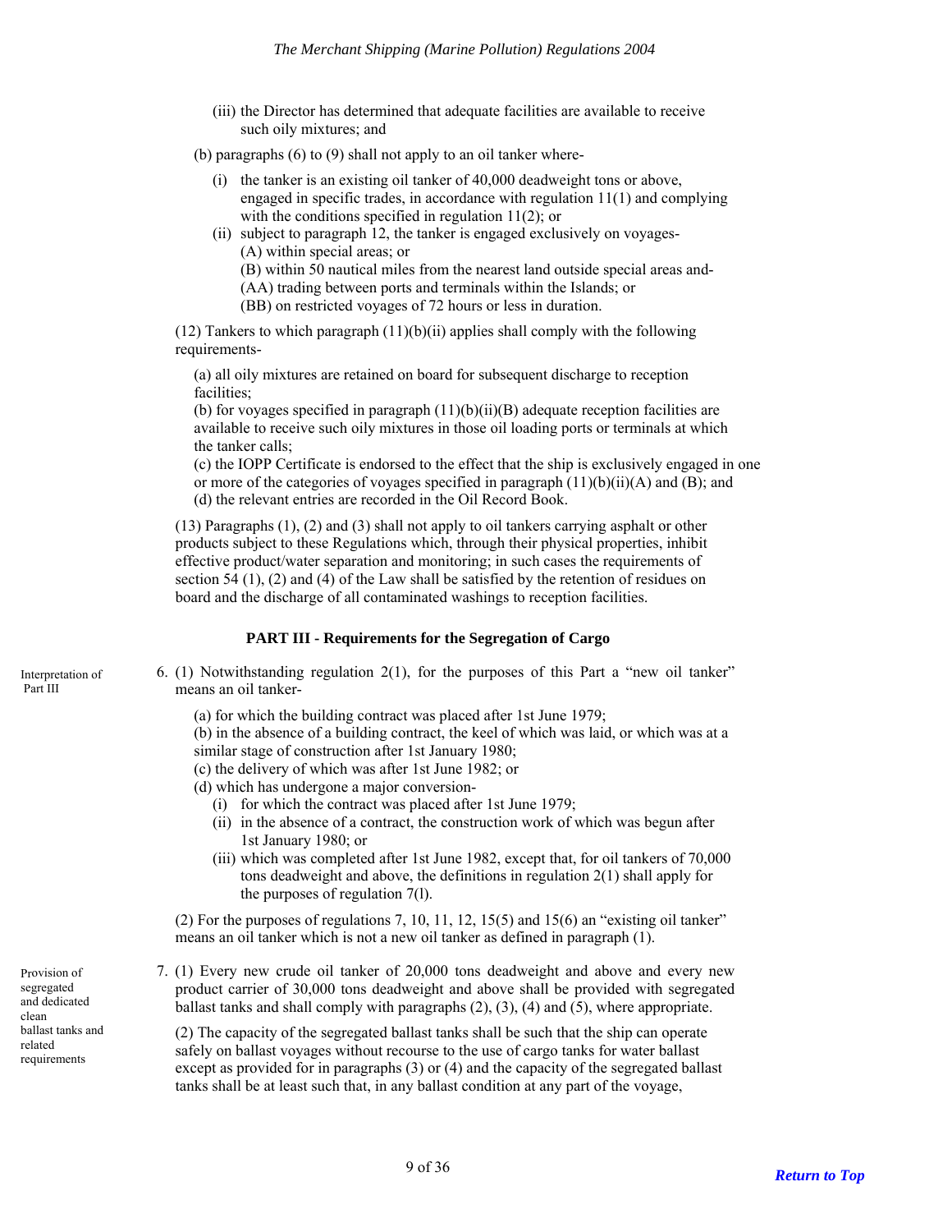(iii) the Director has determined that adequate facilities are available to receive such oily mixtures; and

(b) paragraphs (6) to (9) shall not apply to an oil tanker where-

- (i) the tanker is an existing oil tanker of 40,000 deadweight tons or above, engaged in specific trades, in accordance with regulation 11(1) and complying with the conditions specified in regulation 11(2); or
- (ii) subject to paragraph 12, the tanker is engaged exclusively on voyages-
  - (A) within special areas; or
  - (B) within 50 nautical miles from the nearest land outside special areas and-
    - (AA) trading between ports and terminals within the Islands; or
    - (BB) on restricted voyages of 72 hours or less in duration.

(12) Tankers to which paragraph (11)(b)(ii) applies shall comply with the following requirements-

(a) all oily mixtures are retained on board for subsequent discharge to reception facilities;
(b) for voyages specified in paragraph (11)(b)(ii)(B) adequate reception facilities are available to receive such oily mixtures in those oil loading ports or terminals at which the tanker calls;
(c) the IOPP Certificate is endorsed to the effect that the ship is exclusively engaged in one or more of the categories of voyages specified in paragraph (11)(b)(ii)(A) and (B); and
(d) the relevant entries are recorded in the Oil Record Book.

(13) Paragraphs (1), (2) and (3) shall not apply to oil tankers carrying asphalt or other products subject to these Regulations which, through their physical properties, inhibit effective product/water separation and monitoring; in such cases the requirements of section 54 (1), (2) and (4) of the Law shall be satisfied by the retention of residues on board and the discharge of all contaminated washings to reception facilities.

## PART III - Requirements for the Segregation of Cargo

*Interpretation of Part III*

6. (1) Notwithstanding regulation 2(1), for the purposes of this Part a "new oil tanker" means an oil tanker-

(a) for which the building contract was placed after 1st June 1979;
(b) in the absence of a building contract, the keel of which was laid, or which was at a similar stage of construction after 1st January 1980;
(c) the delivery of which was after 1st June 1982; or
(d) which has undergone a major conversion-

- (i) for which the contract was placed after 1st June 1979;
- (ii) in the absence of a contract, the construction work of which was begun after 1st January 1980; or
- (iii) which was completed after 1st June 1982, except that, for oil tankers of 70,000 tons deadweight and above, the definitions in regulation 2(1) shall apply for the purposes of regulation 7(l).

(2) For the purposes of regulations 7, 10, 11, 12, 15(5) and 15(6) an "existing oil tanker" means an oil tanker which is not a new oil tanker as defined in paragraph (1).

*Provision of segregated and dedicated clean ballast tanks and related requirements*

7. (1) Every new crude oil tanker of 20,000 tons deadweight and above and every new product carrier of 30,000 tons deadweight and above shall be provided with segregated ballast tanks and shall comply with paragraphs (2), (3), (4) and (5), where appropriate.

(2) The capacity of the segregated ballast tanks shall be such that the ship can operate safely on ballast voyages without recourse to the use of cargo tanks for water ballast except as provided for in paragraphs (3) or (4) and the capacity of the segregated ballast tanks shall be at least such that, in any ballast condition at any part of the voyage,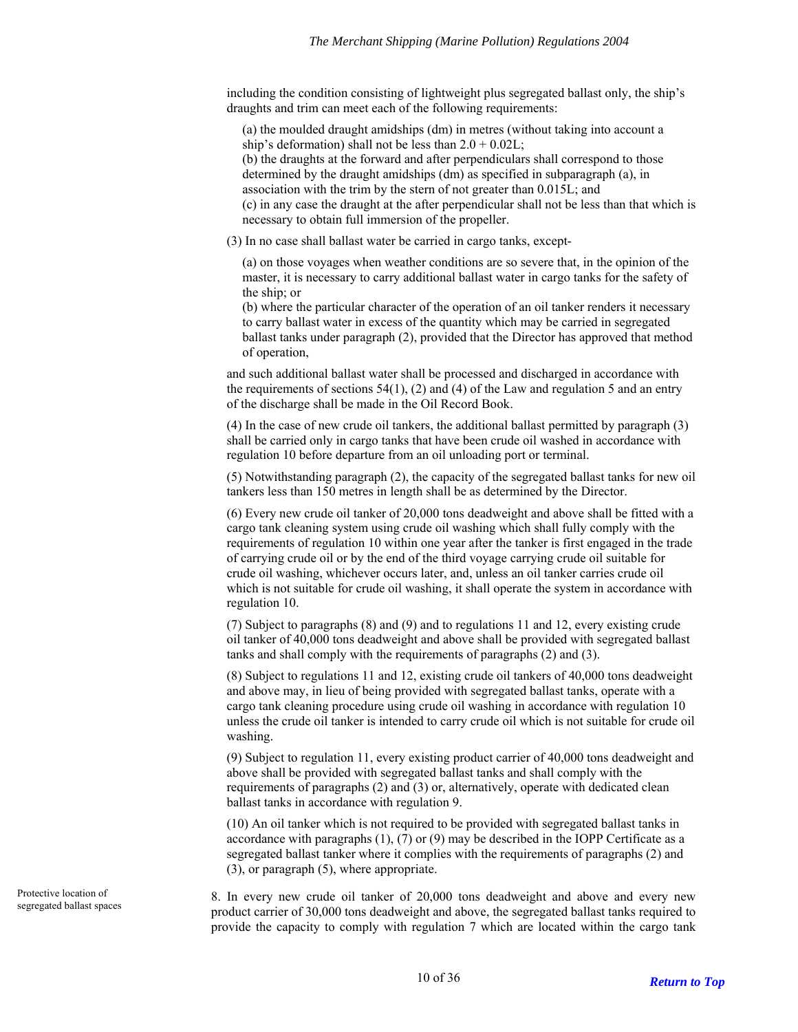including the condition consisting of lightweight plus segregated ballast only, the ship's draughts and trim can meet each of the following requirements:

(a) the moulded draught amidships (dm) in metres (without taking into account a ship's deformation) shall not be less than $2.0 + 0.02L$;
(b) the draughts at the forward and after perpendiculars shall correspond to those determined by the draught amidships (dm) as specified in subparagraph (a), in association with the trim by the stern of not greater than $0.015L$; and
(c) in any case the draught at the after perpendicular shall not be less than that which is necessary to obtain full immersion of the propeller.

(3) In no case shall ballast water be carried in cargo tanks, except-

(a) on those voyages when weather conditions are so severe that, in the opinion of the master, it is necessary to carry additional ballast water in cargo tanks for the safety of the ship; or
(b) where the particular character of the operation of an oil tanker renders it necessary to carry ballast water in excess of the quantity which may be carried in segregated ballast tanks under paragraph (2), provided that the Director has approved that method of operation,

and such additional ballast water shall be processed and discharged in accordance with the requirements of sections 54(1), (2) and (4) of the Law and regulation 5 and an entry of the discharge shall be made in the Oil Record Book.

(4) In the case of new crude oil tankers, the additional ballast permitted by paragraph (3) shall be carried only in cargo tanks that have been crude oil washed in accordance with regulation 10 before departure from an oil unloading port or terminal.

(5) Notwithstanding paragraph (2), the capacity of the segregated ballast tanks for new oil tankers less than 150 metres in length shall be as determined by the Director.

(6) Every new crude oil tanker of 20,000 tons deadweight and above shall be fitted with a cargo tank cleaning system using crude oil washing which shall fully comply with the requirements of regulation 10 within one year after the tanker is first engaged in the trade of carrying crude oil or by the end of the third voyage carrying crude oil suitable for crude oil washing, whichever occurs later, and, unless an oil tanker carries crude oil which is not suitable for crude oil washing, it shall operate the system in accordance with regulation 10.

(7) Subject to paragraphs (8) and (9) and to regulations 11 and 12, every existing crude oil tanker of 40,000 tons deadweight and above shall be provided with segregated ballast tanks and shall comply with the requirements of paragraphs (2) and (3).

(8) Subject to regulations 11 and 12, existing crude oil tankers of 40,000 tons deadweight and above may, in lieu of being provided with segregated ballast tanks, operate with a cargo tank cleaning procedure using crude oil washing in accordance with regulation 10 unless the crude oil tanker is intended to carry crude oil which is not suitable for crude oil washing.

(9) Subject to regulation 11, every existing product carrier of 40,000 tons deadweight and above shall be provided with segregated ballast tanks and shall comply with the requirements of paragraphs (2) and (3) or, alternatively, operate with dedicated clean ballast tanks in accordance with regulation 9.

(10) An oil tanker which is not required to be provided with segregated ballast tanks in accordance with paragraphs (1), (7) or (9) may be described in the IOPP Certificate as a segregated ballast tanker where it complies with the requirements of paragraphs (2) and (3), or paragraph (5), where appropriate.

*Protective location of segregated ballast spaces*

8. In every new crude oil tanker of 20,000 tons deadweight and above and every new product carrier of 30,000 tons deadweight and above, the segregated ballast tanks required to provide the capacity to comply with regulation 7 which are located within the cargo tank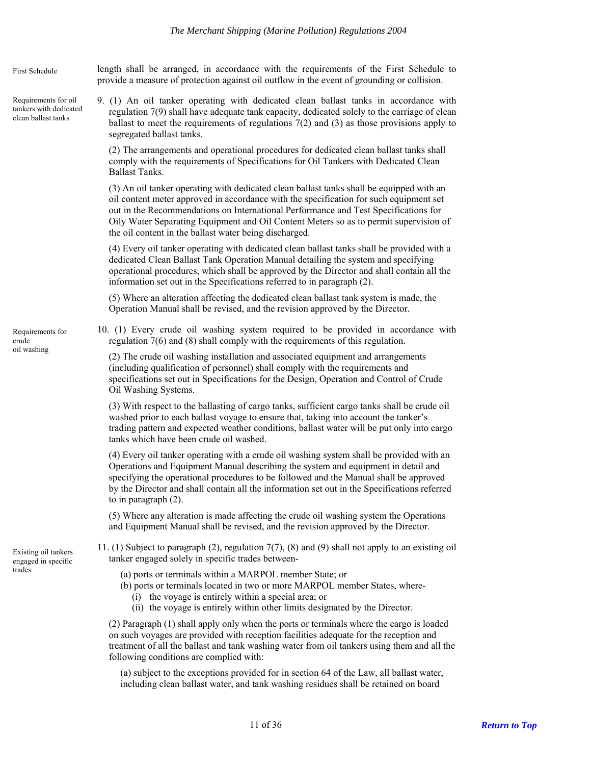First Schedule

length shall be arranged, in accordance with the requirements of the First Schedule to provide a measure of protection against oil outflow in the event of grounding or collision.

Requirements for oil tankers with dedicated clean ballast tanks

9. (1) An oil tanker operating with dedicated clean ballast tanks in accordance with regulation 7(9) shall have adequate tank capacity, dedicated solely to the carriage of clean ballast to meet the requirements of regulations 7(2) and (3) as those provisions apply to segregated ballast tanks.

(2) The arrangements and operational procedures for dedicated clean ballast tanks shall comply with the requirements of Specifications for Oil Tankers with Dedicated Clean Ballast Tanks.

(3) An oil tanker operating with dedicated clean ballast tanks shall be equipped with an oil content meter approved in accordance with the specification for such equipment set out in the Recommendations on International Performance and Test Specifications for Oily Water Separating Equipment and Oil Content Meters so as to permit supervision of the oil content in the ballast water being discharged.

(4) Every oil tanker operating with dedicated clean ballast tanks shall be provided with a dedicated Clean Ballast Tank Operation Manual detailing the system and specifying operational procedures, which shall be approved by the Director and shall contain all the information set out in the Specifications referred to in paragraph (2).

(5) Where an alteration affecting the dedicated clean ballast tank system is made, the Operation Manual shall be revised, and the revision approved by the Director.

Requirements for crude oil washing

10. (1) Every crude oil washing system required to be provided in accordance with regulation 7(6) and (8) shall comply with the requirements of this regulation.

(2) The crude oil washing installation and associated equipment and arrangements (including qualification of personnel) shall comply with the requirements and specifications set out in Specifications for the Design, Operation and Control of Crude Oil Washing Systems.

(3) With respect to the ballasting of cargo tanks, sufficient cargo tanks shall be crude oil washed prior to each ballast voyage to ensure that, taking into account the tanker's trading pattern and expected weather conditions, ballast water will be put only into cargo tanks which have been crude oil washed.

(4) Every oil tanker operating with a crude oil washing system shall be provided with an Operations and Equipment Manual describing the system and equipment in detail and specifying the operational procedures to be followed and the Manual shall be approved by the Director and shall contain all the information set out in the Specifications referred to in paragraph (2).

(5) Where any alteration is made affecting the crude oil washing system the Operations and Equipment Manual shall be revised, and the revision approved by the Director.

Existing oil tankers engaged in specific trades

11. (1) Subject to paragraph (2), regulation 7(7), (8) and (9) shall not apply to an existing oil tanker engaged solely in specific trades between-

(a) ports or terminals within a MARPOL member State; or
(b) ports or terminals located in two or more MARPOL member States, where-
  (i) the voyage is entirely within a special area; or
  (ii) the voyage is entirely within other limits designated by the Director.

(2) Paragraph (1) shall apply only when the ports or terminals where the cargo is loaded on such voyages are provided with reception facilities adequate for the reception and treatment of all the ballast and tank washing water from oil tankers using them and all the following conditions are complied with:

(a) subject to the exceptions provided for in section 64 of the Law, all ballast water, including clean ballast water, and tank washing residues shall be retained on board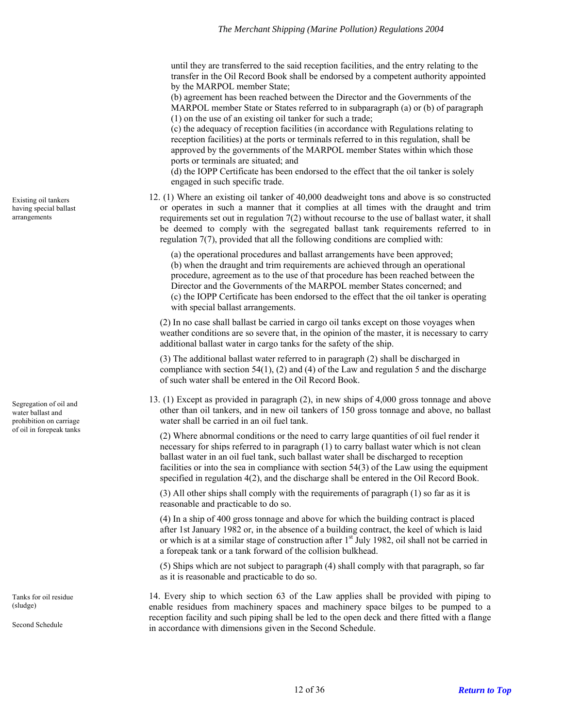until they are transferred to the said reception facilities, and the entry relating to the transfer in the Oil Record Book shall be endorsed by a competent authority appointed by the MARPOL member State;

(b) agreement has been reached between the Director and the Governments of the MARPOL member State or States referred to in subparagraph (a) or (b) of paragraph (1) on the use of an existing oil tanker for such a trade;

(c) the adequacy of reception facilities (in accordance with Regulations relating to reception facilities) at the ports or terminals referred to in this regulation, shall be approved by the governments of the MARPOL member States within which those ports or terminals are situated; and

(d) the IOPP Certificate has been endorsed to the effect that the oil tanker is solely engaged in such specific trade.

*Existing oil tankers having special ballast arrangements*

12. (1) Where an existing oil tanker of 40,000 deadweight tons and above is so constructed or operates in such a manner that it complies at all times with the draught and trim requirements set out in regulation 7(2) without recourse to the use of ballast water, it shall be deemed to comply with the segregated ballast tank requirements referred to in regulation 7(7), provided that all the following conditions are complied with:

(a) the operational procedures and ballast arrangements have been approved;

(b) when the draught and trim requirements are achieved through an operational procedure, agreement as to the use of that procedure has been reached between the Director and the Governments of the MARPOL member States concerned; and

(c) the IOPP Certificate has been endorsed to the effect that the oil tanker is operating with special ballast arrangements.

(2) In no case shall ballast be carried in cargo oil tanks except on those voyages when weather conditions are so severe that, in the opinion of the master, it is necessary to carry additional ballast water in cargo tanks for the safety of the ship.

(3) The additional ballast water referred to in paragraph (2) shall be discharged in compliance with section 54(1), (2) and (4) of the Law and regulation 5 and the discharge of such water shall be entered in the Oil Record Book.

*Segregation of oil and water ballast and prohibition on carriage of oil in forepeak tanks*

13. (1) Except as provided in paragraph (2), in new ships of 4,000 gross tonnage and above other than oil tankers, and in new oil tankers of 150 gross tonnage and above, no ballast water shall be carried in an oil fuel tank.

(2) Where abnormal conditions or the need to carry large quantities of oil fuel render it necessary for ships referred to in paragraph (1) to carry ballast water which is not clean ballast water in an oil fuel tank, such ballast water shall be discharged to reception facilities or into the sea in compliance with section 54(3) of the Law using the equipment specified in regulation 4(2), and the discharge shall be entered in the Oil Record Book.

(3) All other ships shall comply with the requirements of paragraph (1) so far as it is reasonable and practicable to do so.

(4) In a ship of 400 gross tonnage and above for which the building contract is placed after 1st January 1982 or, in the absence of a building contract, the keel of which is laid or which is at a similar stage of construction after 1st July 1982, oil shall not be carried in a forepeak tank or a tank forward of the collision bulkhead.

(5) Ships which are not subject to paragraph (4) shall comply with that paragraph, so far as it is reasonable and practicable to do so.

*Tanks for oil residue (sludge)*

*Second Schedule*

14. Every ship to which section 63 of the Law applies shall be provided with piping to enable residues from machinery spaces and machinery space bilges to be pumped to a reception facility and such piping shall be led to the open deck and there fitted with a flange in accordance with dimensions given in the Second Schedule.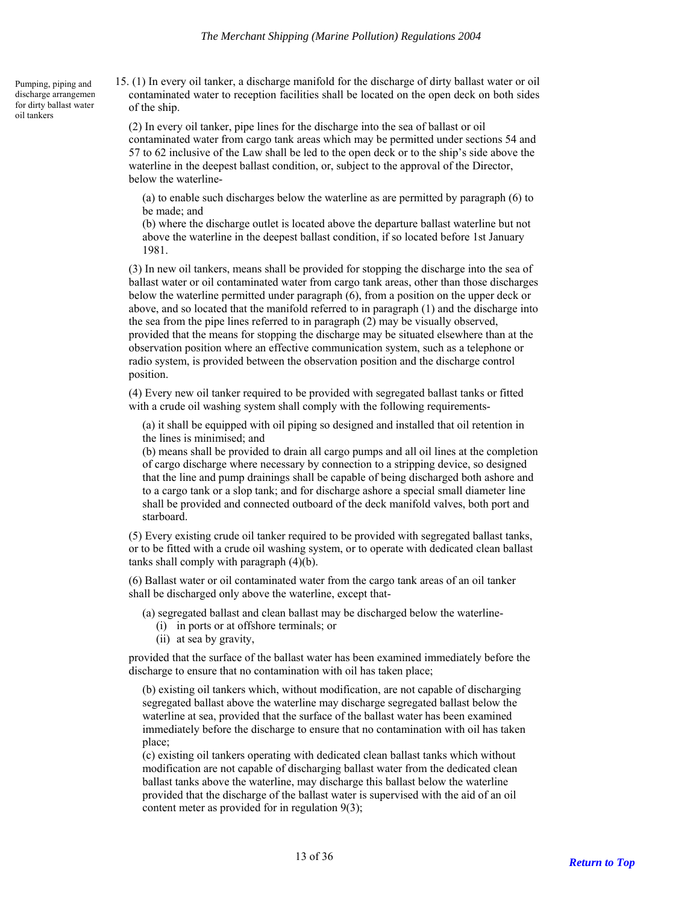Pumping, piping and discharge arrangemen for dirty ballast water oil tankers

15. (1) In every oil tanker, a discharge manifold for the discharge of dirty ballast water or oil contaminated water to reception facilities shall be located on the open deck on both sides of the ship.

(2) In every oil tanker, pipe lines for the discharge into the sea of ballast or oil contaminated water from cargo tank areas which may be permitted under sections 54 and 57 to 62 inclusive of the Law shall be led to the open deck or to the ship's side above the waterline in the deepest ballast condition, or, subject to the approval of the Director, below the waterline-

(a) to enable such discharges below the waterline as are permitted by paragraph (6) to be made; and
(b) where the discharge outlet is located above the departure ballast waterline but not above the waterline in the deepest ballast condition, if so located before 1st January 1981.

(3) In new oil tankers, means shall be provided for stopping the discharge into the sea of ballast water or oil contaminated water from cargo tank areas, other than those discharges below the waterline permitted under paragraph (6), from a position on the upper deck or above, and so located that the manifold referred to in paragraph (1) and the discharge into the sea from the pipe lines referred to in paragraph (2) may be visually observed, provided that the means for stopping the discharge may be situated elsewhere than at the observation position where an effective communication system, such as a telephone or radio system, is provided between the observation position and the discharge control position.

(4) Every new oil tanker required to be provided with segregated ballast tanks or fitted with a crude oil washing system shall comply with the following requirements-

(a) it shall be equipped with oil piping so designed and installed that oil retention in the lines is minimised; and
(b) means shall be provided to drain all cargo pumps and all oil lines at the completion of cargo discharge where necessary by connection to a stripping device, so designed that the line and pump drainings shall be capable of being discharged both ashore and to a cargo tank or a slop tank; and for discharge ashore a special small diameter line shall be provided and connected outboard of the deck manifold valves, both port and starboard.

(5) Every existing crude oil tanker required to be provided with segregated ballast tanks, or to be fitted with a crude oil washing system, or to operate with dedicated clean ballast tanks shall comply with paragraph (4)(b).

(6) Ballast water or oil contaminated water from the cargo tank areas of an oil tanker shall be discharged only above the waterline, except that-

(a) segregated ballast and clean ballast may be discharged below the waterline-
  (i) in ports or at offshore terminals; or
  (ii) at sea by gravity,

provided that the surface of the ballast water has been examined immediately before the discharge to ensure that no contamination with oil has taken place;

(b) existing oil tankers which, without modification, are not capable of discharging segregated ballast above the waterline may discharge segregated ballast below the waterline at sea, provided that the surface of the ballast water has been examined immediately before the discharge to ensure that no contamination with oil has taken place;
(c) existing oil tankers operating with dedicated clean ballast tanks which without modification are not capable of discharging ballast water from the dedicated clean ballast tanks above the waterline, may discharge this ballast below the waterline provided that the discharge of the ballast water is supervised with the aid of an oil content meter as provided for in regulation 9(3);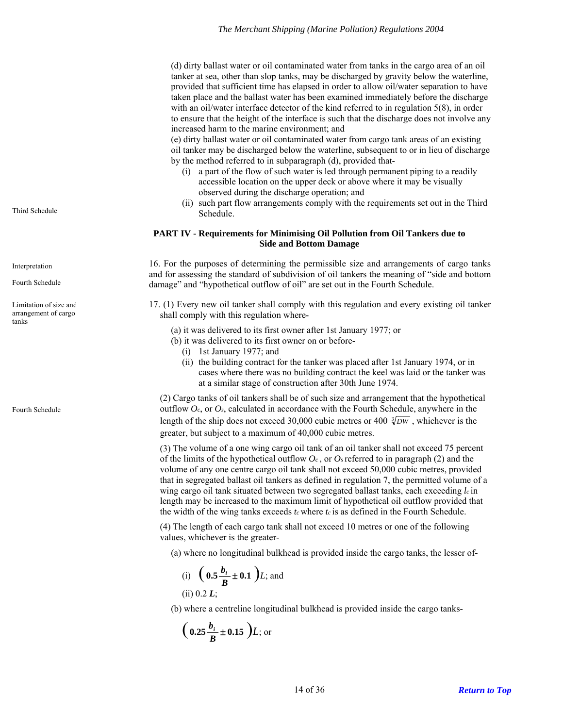(d) dirty ballast water or oil contaminated water from tanks in the cargo area of an oil tanker at sea, other than slop tanks, may be discharged by gravity below the waterline, provided that sufficient time has elapsed in order to allow oil/water separation to have taken place and the ballast water has been examined immediately before the discharge with an oil/water interface detector of the kind referred to in regulation 5(8), in order to ensure that the height of the interface is such that the discharge does not involve any increased harm to the marine environment; and

(e) dirty ballast water or oil contaminated water from cargo tank areas of an existing oil tanker may be discharged below the waterline, subsequent to or in lieu of discharge by the method referred to in subparagraph (d), provided that-

- (i) a part of the flow of such water is led through permanent piping to a readily accessible location on the upper deck or above where it may be visually observed during the discharge operation; and
- (ii) such part flow arrangements comply with the requirements set out in the Third Schedule.

Third Schedule

## PART IV - Requirements for Minimising Oil Pollution from Oil Tankers due to Side and Bottom Damage

Interpretation

Fourth Schedule

16. For the purposes of determining the permissible size and arrangements of cargo tanks and for assessing the standard of subdivision of oil tankers the meaning of "side and bottom damage" and "hypothetical outflow of oil" are set out in the Fourth Schedule.

Limitation of size and arrangement of cargo tanks

17. (1) Every new oil tanker shall comply with this regulation and every existing oil tanker shall comply with this regulation where-

(a) it was delivered to its first owner after 1st January 1977; or

(b) it was delivered to its first owner on or before-

- (i) 1st January 1977; and
- (ii) the building contract for the tanker was placed after 1st January 1974, or in cases where there was no building contract the keel was laid or the tanker was at a similar stage of construction after 30th June 1974.

Fourth Schedule

(2) Cargo tanks of oil tankers shall be of such size and arrangement that the hypothetical outflow $O_c$, or $O_s$, calculated in accordance with the Fourth Schedule, anywhere in the length of the ship does not exceed 30,000 cubic metres or 400 $\sqrt[3]{DW}$ , whichever is the greater, but subject to a maximum of 40,000 cubic metres.

(3) The volume of a one wing cargo oil tank of an oil tanker shall not exceed 75 percent of the limits of the hypothetical outflow $O_c$ , or $O_s$ referred to in paragraph (2) and the volume of any one centre cargo oil tank shall not exceed 50,000 cubic metres, provided that in segregated ballast oil tankers as defined in regulation 7, the permitted volume of a wing cargo oil tank situated between two segregated ballast tanks, each exceeding $l_c$ in length may be increased to the maximum limit of hypothetical oil outflow provided that the width of the wing tanks exceeds $t_c$ where $t_c$ is as defined in the Fourth Schedule.

(4) The length of each cargo tank shall not exceed 10 metres or one of the following values, whichever is the greater-

(a) where no longitudinal bulkhead is provided inside the cargo tanks, the lesser of-

(i) $\left(0.5\frac{b_i}{B} \pm 0.1\right)L$; and

(ii) 0.2 $L$;

(b) where a centreline longitudinal bulkhead is provided inside the cargo tanks-

$\left(0.25\frac{b_i}{B} \pm 0.15\right)L$; or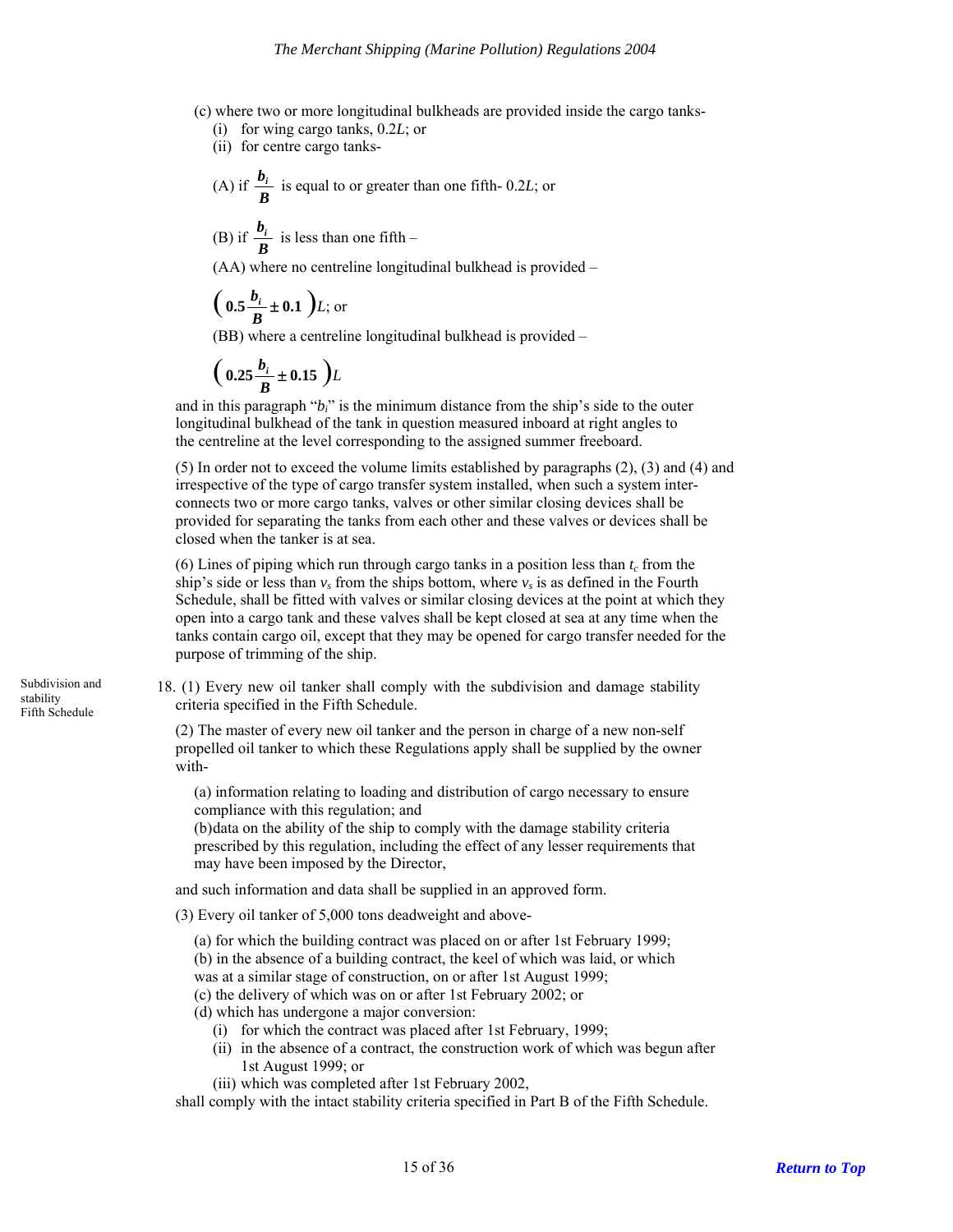(c) where two or more longitudinal bulkheads are provided inside the cargo tanks-

(i) for wing cargo tanks, $0.2L$; or

(ii) for centre cargo tanks-

(A) if $\frac{b_i}{B}$ is equal to or greater than one fifth- $0.2L$; or

(B) if $\frac{b_i}{B}$ is less than one fifth –

(AA) where no centreline longitudinal bulkhead is provided –

$\left(0.5\frac{b_i}{B} \pm 0.1\right)L$; or

(BB) where a centreline longitudinal bulkhead is provided –

$\left(0.25\frac{b_i}{B} \pm 0.15\right)L$

and in this paragraph "$b_i$" is the minimum distance from the ship's side to the outer longitudinal bulkhead of the tank in question measured inboard at right angles to the centreline at the level corresponding to the assigned summer freeboard.

(5) In order not to exceed the volume limits established by paragraphs (2), (3) and (4) and irrespective of the type of cargo transfer system installed, when such a system interconnects two or more cargo tanks, valves or other similar closing devices shall be provided for separating the tanks from each other and these valves or devices shall be closed when the tanker is at sea.

(6) Lines of piping which run through cargo tanks in a position less than $t_c$ from the ship's side or less than $v_s$ from the ships bottom, where $v_s$ is as defined in the Fourth Schedule, shall be fitted with valves or similar closing devices at the point at which they open into a cargo tank and these valves shall be kept closed at sea at any time when the tanks contain cargo oil, except that they may be opened for cargo transfer needed for the purpose of trimming of the ship.

Subdivision and stability Fifth Schedule

18. (1) Every new oil tanker shall comply with the subdivision and damage stability criteria specified in the Fifth Schedule.

(2) The master of every new oil tanker and the person in charge of a new non-self propelled oil tanker to which these Regulations apply shall be supplied by the owner with-

(a) information relating to loading and distribution of cargo necessary to ensure compliance with this regulation; and

(b)data on the ability of the ship to comply with the damage stability criteria prescribed by this regulation, including the effect of any lesser requirements that may have been imposed by the Director,

and such information and data shall be supplied in an approved form.

(3) Every oil tanker of 5,000 tons deadweight and above-

(a) for which the building contract was placed on or after 1st February 1999;

(b) in the absence of a building contract, the keel of which was laid, or which was at a similar stage of construction, on or after 1st August 1999;

(c) the delivery of which was on or after 1st February 2002; or

(d) which has undergone a major conversion:

(i) for which the contract was placed after 1st February, 1999;

(ii) in the absence of a contract, the construction work of which was begun after 1st August 1999; or

(iii) which was completed after 1st February 2002,

shall comply with the intact stability criteria specified in Part B of the Fifth Schedule.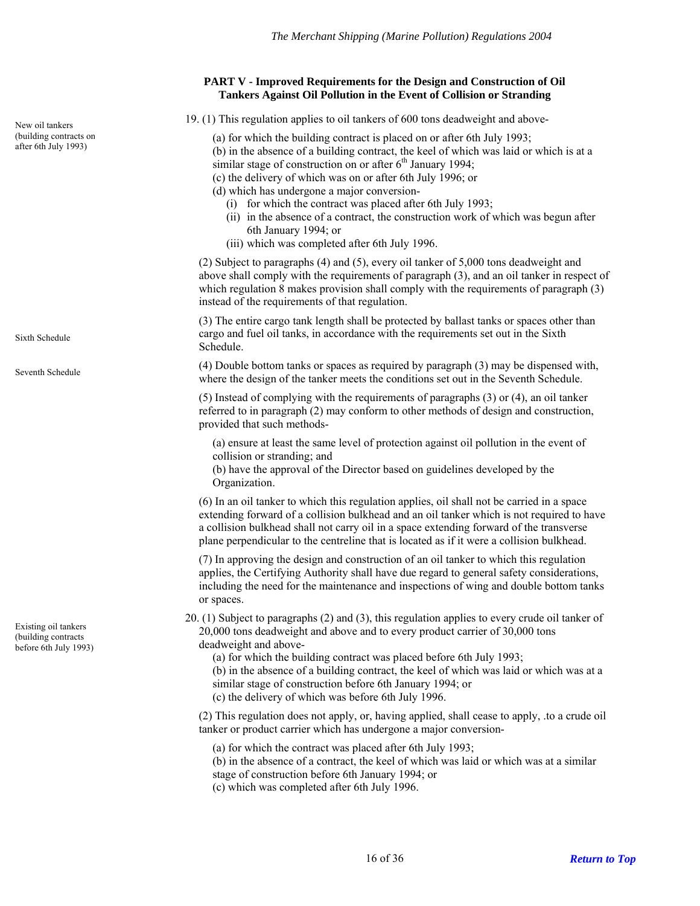## PART V - Improved Requirements for the Design and Construction of Oil Tankers Against Oil Pollution in the Event of Collision or Stranding

New oil tankers (building contracts on after 6th July 1993)

19. (1) This regulation applies to oil tankers of 600 tons deadweight and above-

(a) for which the building contract is placed on or after 6th July 1993;
(b) in the absence of a building contract, the keel of which was laid or which is at a similar stage of construction on or after 6th January 1994;
(c) the delivery of which was on or after 6th July 1996; or
(d) which has undergone a major conversion-
  (i) for which the contract was placed after 6th July 1993;
  (ii) in the absence of a contract, the construction work of which was begun after 6th January 1994; or
  (iii) which was completed after 6th July 1996.

(2) Subject to paragraphs (4) and (5), every oil tanker of 5,000 tons deadweight and above shall comply with the requirements of paragraph (3), and an oil tanker in respect of which regulation 8 makes provision shall comply with the requirements of paragraph (3) instead of the requirements of that regulation.

Sixth Schedule

(3) The entire cargo tank length shall be protected by ballast tanks or spaces other than cargo and fuel oil tanks, in accordance with the requirements set out in the Sixth Schedule.

Seventh Schedule

(4) Double bottom tanks or spaces as required by paragraph (3) may be dispensed with, where the design of the tanker meets the conditions set out in the Seventh Schedule.

(5) Instead of complying with the requirements of paragraphs (3) or (4), an oil tanker referred to in paragraph (2) may conform to other methods of design and construction, provided that such methods-

(a) ensure at least the same level of protection against oil pollution in the event of collision or stranding; and
(b) have the approval of the Director based on guidelines developed by the Organization.

(6) In an oil tanker to which this regulation applies, oil shall not be carried in a space extending forward of a collision bulkhead and an oil tanker which is not required to have a collision bulkhead shall not carry oil in a space extending forward of the transverse plane perpendicular to the centreline that is located as if it were a collision bulkhead.

(7) In approving the design and construction of an oil tanker to which this regulation applies, the Certifying Authority shall have due regard to general safety considerations, including the need for the maintenance and inspections of wing and double bottom tanks or spaces.

Existing oil tankers (building contracts before 6th July 1993)

20. (1) Subject to paragraphs (2) and (3), this regulation applies to every crude oil tanker of 20,000 tons deadweight and above and to every product carrier of 30,000 tons deadweight and above-

(a) for which the building contract was placed before 6th July 1993;
(b) in the absence of a building contract, the keel of which was laid or which was at a similar stage of construction before 6th January 1994; or
(c) the delivery of which was before 6th July 1996.

(2) This regulation does not apply, or, having applied, shall cease to apply, .to a crude oil tanker or product carrier which has undergone a major conversion-

(a) for which the contract was placed after 6th July 1993;
(b) in the absence of a contract, the keel of which was laid or which was at a similar stage of construction before 6th January 1994; or
(c) which was completed after 6th July 1996.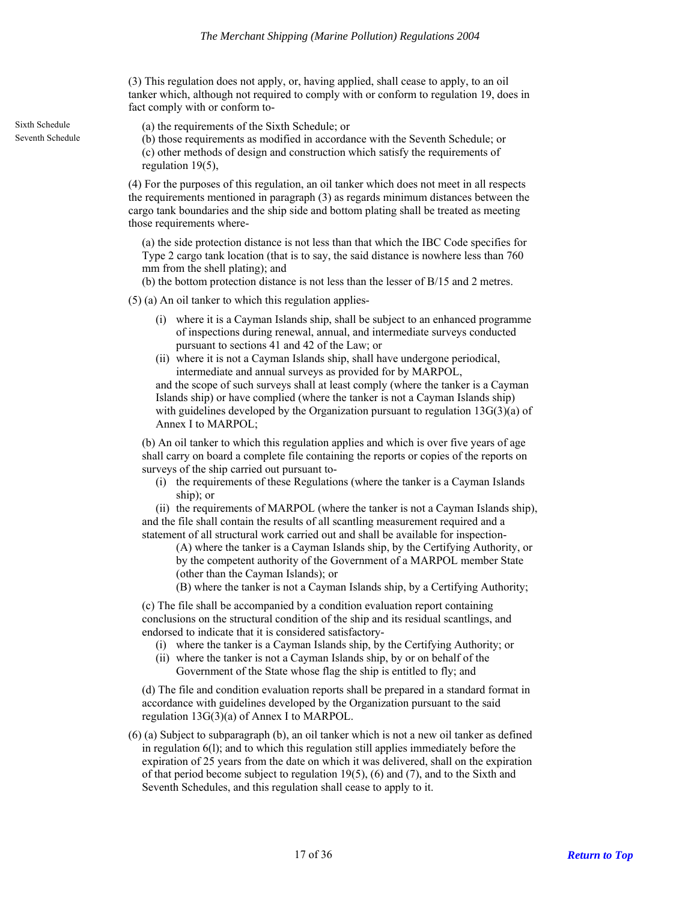(3) This regulation does not apply, or, having applied, shall cease to apply, to an oil tanker which, although not required to comply with or conform to regulation 19, does in fact comply with or conform to-

Sixth Schedule
Seventh Schedule

(a) the requirements of the Sixth Schedule; or
(b) those requirements as modified in accordance with the Seventh Schedule; or
(c) other methods of design and construction which satisfy the requirements of regulation 19(5),

(4) For the purposes of this regulation, an oil tanker which does not meet in all respects the requirements mentioned in paragraph (3) as regards minimum distances between the cargo tank boundaries and the ship side and bottom plating shall be treated as meeting those requirements where-

(a) the side protection distance is not less than that which the IBC Code specifies for Type 2 cargo tank location (that is to say, the said distance is nowhere less than 760 mm from the shell plating); and
(b) the bottom protection distance is not less than the lesser of B/15 and 2 metres.

(5) (a) An oil tanker to which this regulation applies-

(i) where it is a Cayman Islands ship, shall be subject to an enhanced programme of inspections during renewal, annual, and intermediate surveys conducted pursuant to sections 41 and 42 of the Law; or
(ii) where it is not a Cayman Islands ship, shall have undergone periodical, intermediate and annual surveys as provided for by MARPOL,

and the scope of such surveys shall at least comply (where the tanker is a Cayman Islands ship) or have complied (where the tanker is not a Cayman Islands ship) with guidelines developed by the Organization pursuant to regulation 13G(3)(a) of Annex I to MARPOL;

(b) An oil tanker to which this regulation applies and which is over five years of age shall carry on board a complete file containing the reports or copies of the reports on surveys of the ship carried out pursuant to-

(i) the requirements of these Regulations (where the tanker is a Cayman Islands ship); or
(ii) the requirements of MARPOL (where the tanker is not a Cayman Islands ship),

and the file shall contain the results of all scantling measurement required and a statement of all structural work carried out and shall be available for inspection-

(A) where the tanker is a Cayman Islands ship, by the Certifying Authority, or by the competent authority of the Government of a MARPOL member State (other than the Cayman Islands); or
(B) where the tanker is not a Cayman Islands ship, by a Certifying Authority;

(c) The file shall be accompanied by a condition evaluation report containing conclusions on the structural condition of the ship and its residual scantlings, and endorsed to indicate that it is considered satisfactory-

(i) where the tanker is a Cayman Islands ship, by the Certifying Authority; or
(ii) where the tanker is not a Cayman Islands ship, by or on behalf of the Government of the State whose flag the ship is entitled to fly; and

(d) The file and condition evaluation reports shall be prepared in a standard format in accordance with guidelines developed by the Organization pursuant to the said regulation 13G(3)(a) of Annex I to MARPOL.

(6) (a) Subject to subparagraph (b), an oil tanker which is not a new oil tanker as defined in regulation 6(l); and to which this regulation still applies immediately before the expiration of 25 years from the date on which it was delivered, shall on the expiration of that period become subject to regulation 19(5), (6) and (7), and to the Sixth and Seventh Schedules, and this regulation shall cease to apply to it.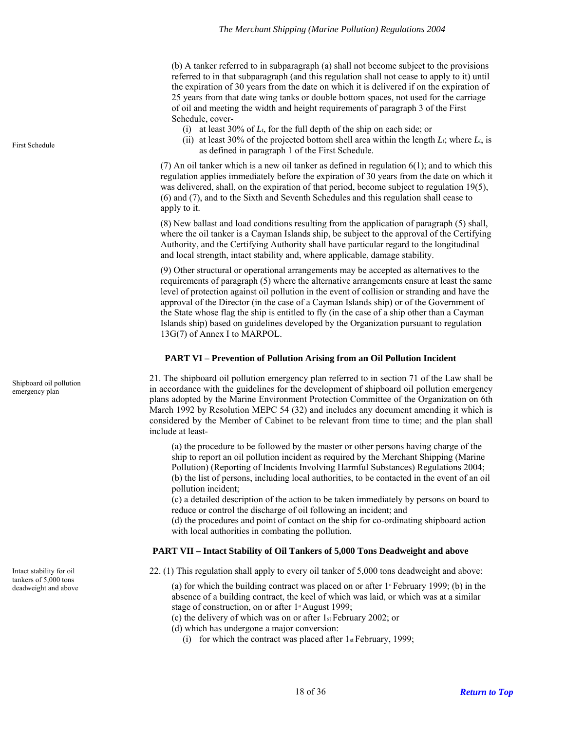(b) A tanker referred to in subparagraph (a) shall not become subject to the provisions referred to in that subparagraph (and this regulation shall not cease to apply to it) until the expiration of 30 years from the date on which it is delivered if on the expiration of 25 years from that date wing tanks or double bottom spaces, not used for the carriage of oil and meeting the width and height requirements of paragraph 3 of the First Schedule, cover-

(i) at least 30% of $L_t$, for the full depth of the ship on each side; or

(ii) at least 30% of the projected bottom shell area within the length $L_t$; where $L_t$, is as defined in paragraph 1 of the First Schedule.

First Schedule

(7) An oil tanker which is a new oil tanker as defined in regulation 6(1); and to which this regulation applies immediately before the expiration of 30 years from the date on which it was delivered, shall, on the expiration of that period, become subject to regulation 19(5), (6) and (7), and to the Sixth and Seventh Schedules and this regulation shall cease to apply to it.

(8) New ballast and load conditions resulting from the application of paragraph (5) shall, where the oil tanker is a Cayman Islands ship, be subject to the approval of the Certifying Authority, and the Certifying Authority shall have particular regard to the longitudinal and local strength, intact stability and, where applicable, damage stability.

(9) Other structural or operational arrangements may be accepted as alternatives to the requirements of paragraph (5) where the alternative arrangements ensure at least the same level of protection against oil pollution in the event of collision or stranding and have the approval of the Director (in the case of a Cayman Islands ship) or of the Government of the State whose flag the ship is entitled to fly (in the case of a ship other than a Cayman Islands ship) based on guidelines developed by the Organization pursuant to regulation 13G(7) of Annex I to MARPOL.

## PART VI – Prevention of Pollution Arising from an Oil Pollution Incident

Shipboard oil pollution emergency plan

21. The shipboard oil pollution emergency plan referred to in section 71 of the Law shall be in accordance with the guidelines for the development of shipboard oil pollution emergency plans adopted by the Marine Environment Protection Committee of the Organization on 6th March 1992 by Resolution MEPC 54 (32) and includes any document amending it which is considered by the Member of Cabinet to be relevant from time to time; and the plan shall include at least-

(a) the procedure to be followed by the master or other persons having charge of the ship to report an oil pollution incident as required by the Merchant Shipping (Marine Pollution) (Reporting of Incidents Involving Harmful Substances) Regulations 2004;
(b) the list of persons, including local authorities, to be contacted in the event of an oil pollution incident;
(c) a detailed description of the action to be taken immediately by persons on board to reduce or control the discharge of oil following an incident; and
(d) the procedures and point of contact on the ship for co-ordinating shipboard action with local authorities in combating the pollution.

## PART VII – Intact Stability of Oil Tankers of 5,000 Tons Deadweight and above

Intact stability for oil tankers of 5,000 tons deadweight and above

22. (1) This regulation shall apply to every oil tanker of 5,000 tons deadweight and above:

(a) for which the building contract was placed on or after 1st February 1999; (b) in the absence of a building contract, the keel of which was laid, or which was at a similar stage of construction, on or after 1st August 1999;
(c) the delivery of which was on or after 1st February 2002; or
(d) which has undergone a major conversion:

(i) for which the contract was placed after 1st February, 1999;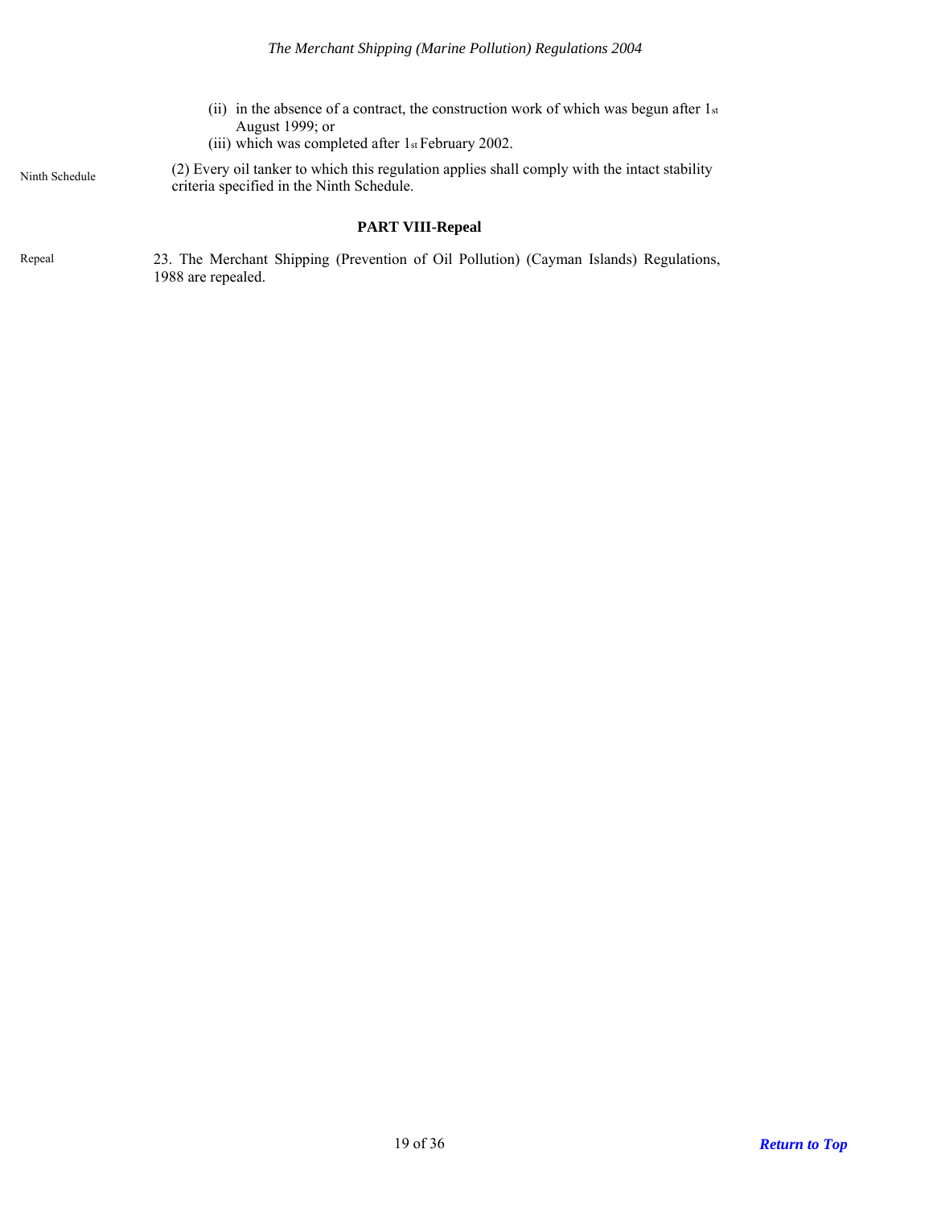(ii) in the absence of a contract, the construction work of which was begun after 1st August 1999; or

(iii) which was completed after 1st February 2002.

Ninth Schedule

(2) Every oil tanker to which this regulation applies shall comply with the intact stability criteria specified in the Ninth Schedule.

## PART VIII-Repeal

Repeal

23. The Merchant Shipping (Prevention of Oil Pollution) (Cayman Islands) Regulations, 1988 are repealed.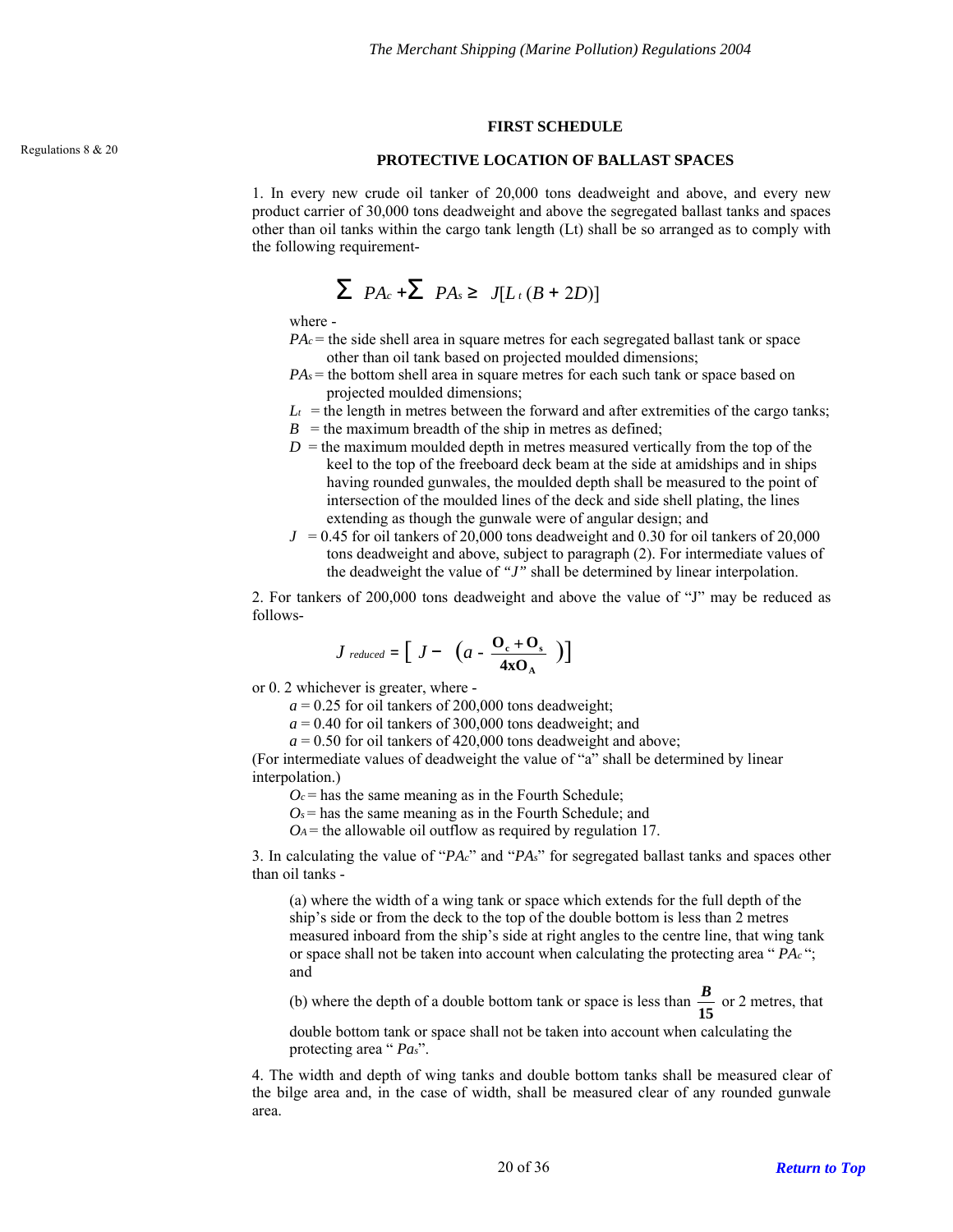Regulations 8 & 20

## FIRST SCHEDULE

### PROTECTIVE LOCATION OF BALLAST SPACES

1. In every new crude oil tanker of 20,000 tons deadweight and above, and every new product carrier of 30,000 tons deadweight and above the segregated ballast tanks and spaces other than oil tanks within the cargo tank length (Lt) shall be so arranged as to comply with the following requirement-

$$\sum PA_c + \sum PA_s \geq J[L_t(B + 2D)]$$

where -

$PA_c$ = the side shell area in square metres for each segregated ballast tank or space other than oil tank based on projected moulded dimensions;

$PA_s$ = the bottom shell area in square metres for each such tank or space based on projected moulded dimensions;

$L_t$ = the length in metres between the forward and after extremities of the cargo tanks;

$B$ = the maximum breadth of the ship in metres as defined;

$D$ = the maximum moulded depth in metres measured vertically from the top of the keel to the top of the freeboard deck beam at the side at amidships and in ships having rounded gunwales, the moulded depth shall be measured to the point of intersection of the moulded lines of the deck and side shell plating, the lines extending as though the gunwale were of angular design; and

$J$ = 0.45 for oil tankers of 20,000 tons deadweight and 0.30 for oil tankers of 20,000 tons deadweight and above, subject to paragraph (2). For intermediate values of the deadweight the value of *"J"* shall be determined by linear interpolation.

2. For tankers of 200,000 tons deadweight and above the value of "J" may be reduced as follows-

$$J_{reduced} = \left[ J - \left( a - \frac{O_c + O_s}{4 x O_A} \right) \right]$$

or 0. 2 whichever is greater, where -

$a$ = 0.25 for oil tankers of 200,000 tons deadweight;
$a$ = 0.40 for oil tankers of 300,000 tons deadweight; and
$a$ = 0.50 for oil tankers of 420,000 tons deadweight and above;

(For intermediate values of deadweight the value of "a" shall be determined by linear interpolation.)

$O_c$ = has the same meaning as in the Fourth Schedule;
$O_s$ = has the same meaning as in the Fourth Schedule; and
$O_A$ = the allowable oil outflow as required by regulation 17.

3. In calculating the value of "$PA_c$" and "$PA_s$" for segregated ballast tanks and spaces other than oil tanks -

(a) where the width of a wing tank or space which extends for the full depth of the ship's side or from the deck to the top of the double bottom is less than 2 metres measured inboard from the ship's side at right angles to the centre line, that wing tank or space shall not be taken into account when calculating the protecting area " $PA_c$ "; and

(b) where the depth of a double bottom tank or space is less than $\frac{B}{15}$ or 2 metres, that double bottom tank or space shall not be taken into account when calculating the protecting area " $Pa_s$".

4. The width and depth of wing tanks and double bottom tanks shall be measured clear of the bilge area and, in the case of width, shall be measured clear of any rounded gunwale area.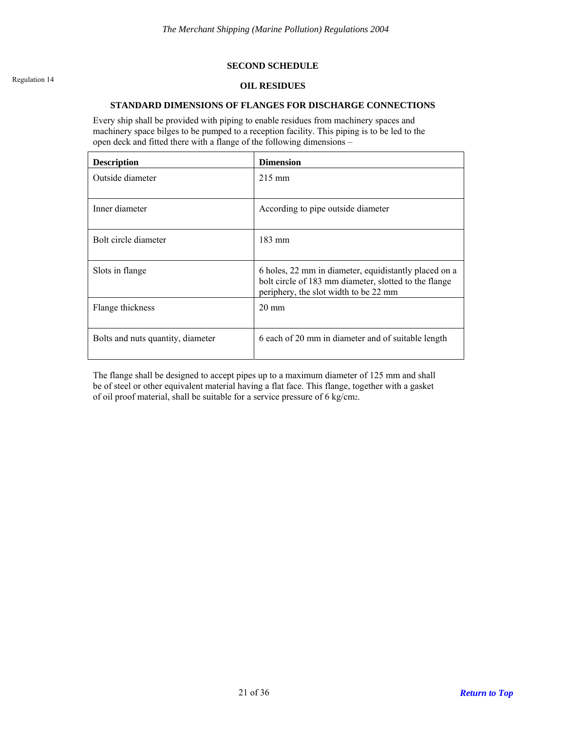## SECOND SCHEDULE

Regulation 14

### OIL RESIDUES

### STANDARD DIMENSIONS OF FLANGES FOR DISCHARGE CONNECTIONS

Every ship shall be provided with piping to enable residues from machinery spaces and machinery space bilges to be pumped to a reception facility. This piping is to be led to the open deck and fitted there with a flange of the following dimensions –

| **Description** | **Dimension** |
|---|---|
| Outside diameter | 215 mm |
| Inner diameter | According to pipe outside diameter |
| Bolt circle diameter | 183 mm |
| Slots in flange | 6 holes, 22 mm in diameter, equidistantly placed on a bolt circle of 183 mm diameter, slotted to the flange periphery, the slot width to be 22 mm |
| Flange thickness | 20 mm |
| Bolts and nuts quantity, diameter | 6 each of 20 mm in diameter and of suitable length |

The flange shall be designed to accept pipes up to a maximum diameter of 125 mm and shall be of steel or other equivalent material having a flat face. This flange, together with a gasket of oil proof material, shall be suitable for a service pressure of 6 kg/cm$^2$.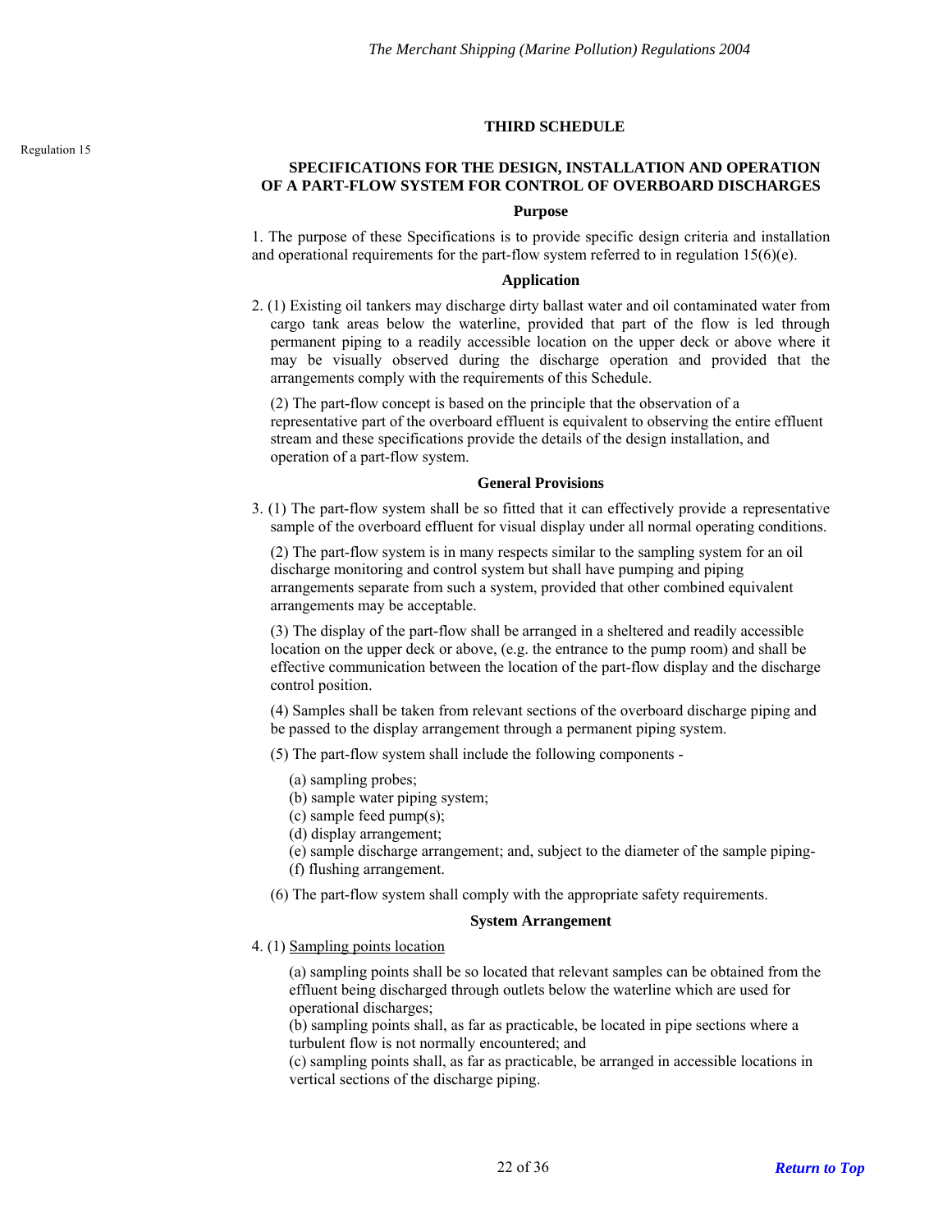Regulation 15

## THIRD SCHEDULE

### SPECIFICATIONS FOR THE DESIGN, INSTALLATION AND OPERATION OF A PART-FLOW SYSTEM FOR CONTROL OF OVERBOARD DISCHARGES

#### Purpose

1. The purpose of these Specifications is to provide specific design criteria and installation and operational requirements for the part-flow system referred to in regulation 15(6)(e).

#### Application

2. (1) Existing oil tankers may discharge dirty ballast water and oil contaminated water from cargo tank areas below the waterline, provided that part of the flow is led through permanent piping to a readily accessible location on the upper deck or above where it may be visually observed during the discharge operation and provided that the arrangements comply with the requirements of this Schedule.

(2) The part-flow concept is based on the principle that the observation of a representative part of the overboard effluent is equivalent to observing the entire effluent stream and these specifications provide the details of the design installation, and operation of a part-flow system.

#### General Provisions

3. (1) The part-flow system shall be so fitted that it can effectively provide a representative sample of the overboard effluent for visual display under all normal operating conditions.

(2) The part-flow system is in many respects similar to the sampling system for an oil discharge monitoring and control system but shall have pumping and piping arrangements separate from such a system, provided that other combined equivalent arrangements may be acceptable.

(3) The display of the part-flow shall be arranged in a sheltered and readily accessible location on the upper deck or above, (e.g. the entrance to the pump room) and shall be effective communication between the location of the part-flow display and the discharge control position.

(4) Samples shall be taken from relevant sections of the overboard discharge piping and be passed to the display arrangement through a permanent piping system.

(5) The part-flow system shall include the following components -

(a) sampling probes;
(b) sample water piping system;
(c) sample feed pump(s);
(d) display arrangement;
(e) sample discharge arrangement; and, subject to the diameter of the sample piping-
(f) flushing arrangement.

(6) The part-flow system shall comply with the appropriate safety requirements.

#### System Arrangement

4. (1) Sampling points location

(a) sampling points shall be so located that relevant samples can be obtained from the effluent being discharged through outlets below the waterline which are used for operational discharges;
(b) sampling points shall, as far as practicable, be located in pipe sections where a turbulent flow is not normally encountered; and
(c) sampling points shall, as far as practicable, be arranged in accessible locations in vertical sections of the discharge piping.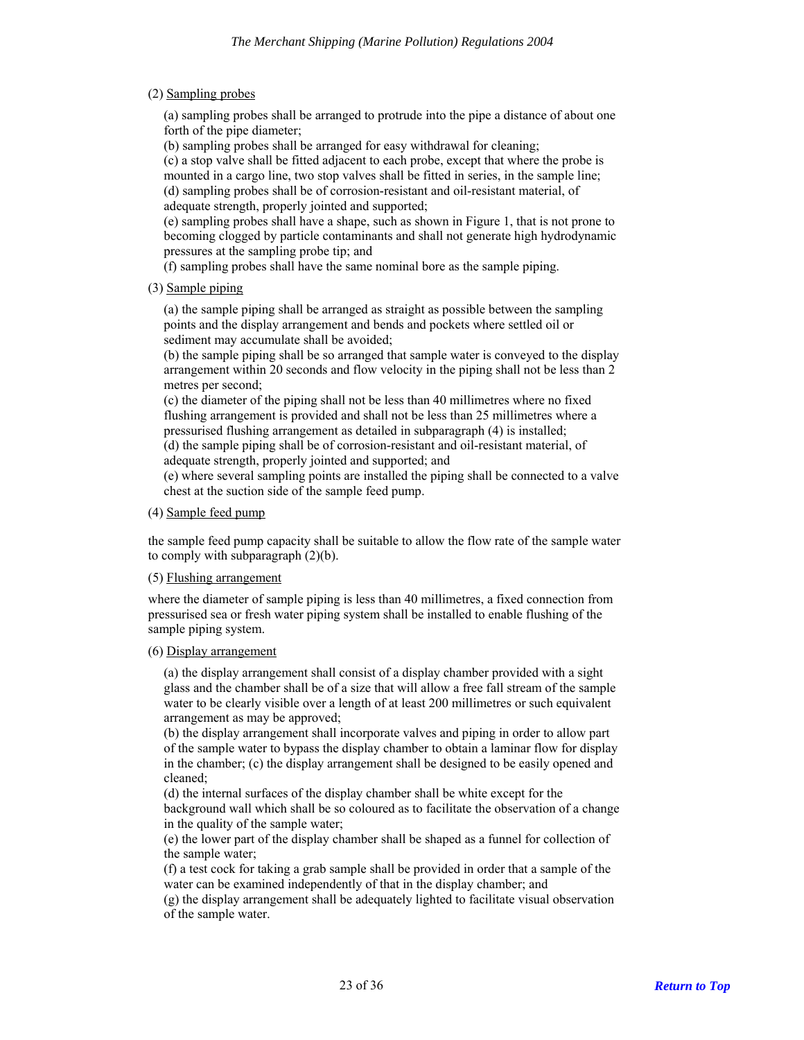(2) Sampling probes

(a) sampling probes shall be arranged to protrude into the pipe a distance of about one forth of the pipe diameter;
(b) sampling probes shall be arranged for easy withdrawal for cleaning;
(c) a stop valve shall be fitted adjacent to each probe, except that where the probe is mounted in a cargo line, two stop valves shall be fitted in series, in the sample line;
(d) sampling probes shall be of corrosion-resistant and oil-resistant material, of adequate strength, properly jointed and supported;
(e) sampling probes shall have a shape, such as shown in Figure 1, that is not prone to becoming clogged by particle contaminants and shall not generate high hydrodynamic pressures at the sampling probe tip; and
(f) sampling probes shall have the same nominal bore as the sample piping.

(3) Sample piping

(a) the sample piping shall be arranged as straight as possible between the sampling points and the display arrangement and bends and pockets where settled oil or sediment may accumulate shall be avoided;
(b) the sample piping shall be so arranged that sample water is conveyed to the display arrangement within 20 seconds and flow velocity in the piping shall not be less than 2 metres per second;
(c) the diameter of the piping shall not be less than 40 millimetres where no fixed flushing arrangement is provided and shall not be less than 25 millimetres where a pressurised flushing arrangement as detailed in subparagraph (4) is installed;
(d) the sample piping shall be of corrosion-resistant and oil-resistant material, of adequate strength, properly jointed and supported; and
(e) where several sampling points are installed the piping shall be connected to a valve chest at the suction side of the sample feed pump.

(4) Sample feed pump

the sample feed pump capacity shall be suitable to allow the flow rate of the sample water to comply with subparagraph (2)(b).

(5) Flushing arrangement

where the diameter of sample piping is less than 40 millimetres, a fixed connection from pressurised sea or fresh water piping system shall be installed to enable flushing of the sample piping system.

(6) Display arrangement

(a) the display arrangement shall consist of a display chamber provided with a sight glass and the chamber shall be of a size that will allow a free fall stream of the sample water to be clearly visible over a length of at least 200 millimetres or such equivalent arrangement as may be approved;
(b) the display arrangement shall incorporate valves and piping in order to allow part of the sample water to bypass the display chamber to obtain a laminar flow for display in the chamber; (c) the display arrangement shall be designed to be easily opened and cleaned;
(d) the internal surfaces of the display chamber shall be white except for the background wall which shall be so coloured as to facilitate the observation of a change in the quality of the sample water;
(e) the lower part of the display chamber shall be shaped as a funnel for collection of the sample water;
(f) a test cock for taking a grab sample shall be provided in order that a sample of the water can be examined independently of that in the display chamber; and
(g) the display arrangement shall be adequately lighted to facilitate visual observation of the sample water.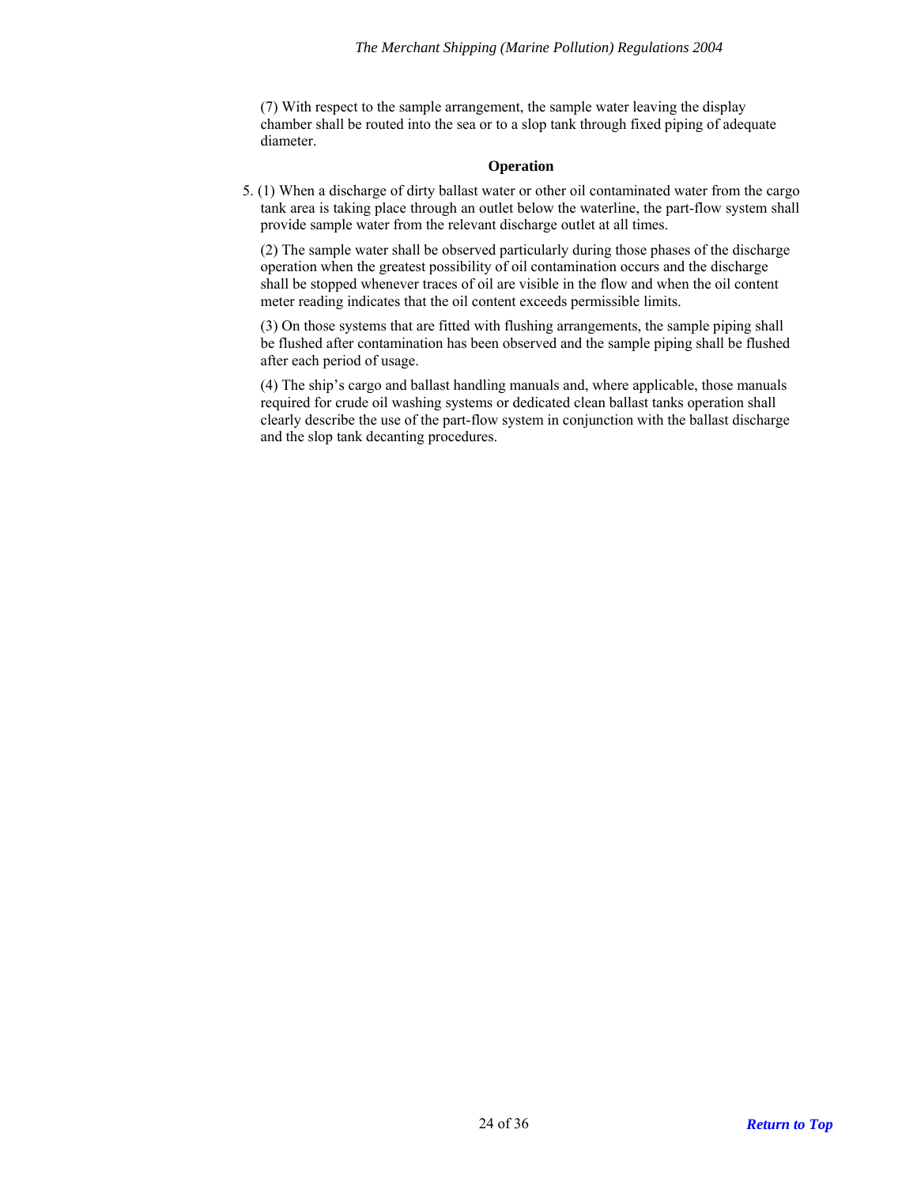(7) With respect to the sample arrangement, the sample water leaving the display chamber shall be routed into the sea or to a slop tank through fixed piping of adequate diameter.

**Operation**

5. (1) When a discharge of dirty ballast water or other oil contaminated water from the cargo tank area is taking place through an outlet below the waterline, the part-flow system shall provide sample water from the relevant discharge outlet at all times.

(2) The sample water shall be observed particularly during those phases of the discharge operation when the greatest possibility of oil contamination occurs and the discharge shall be stopped whenever traces of oil are visible in the flow and when the oil content meter reading indicates that the oil content exceeds permissible limits.

(3) On those systems that are fitted with flushing arrangements, the sample piping shall be flushed after contamination has been observed and the sample piping shall be flushed after each period of usage.

(4) The ship's cargo and ballast handling manuals and, where applicable, those manuals required for crude oil washing systems or dedicated clean ballast tanks operation shall clearly describe the use of the part-flow system in conjunction with the ballast discharge and the slop tank decanting procedures.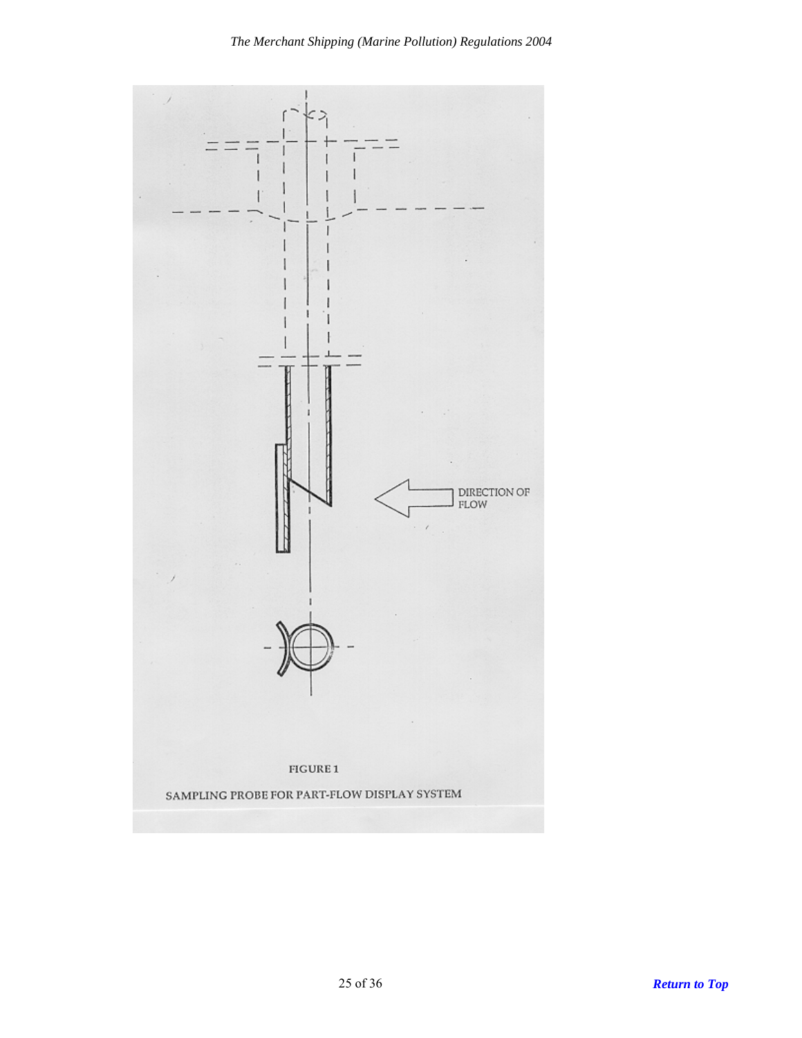DIRECTION OF FLOW

FIGURE 1

SAMPLING PROBE FOR PART-FLOW DISPLAY SYSTEM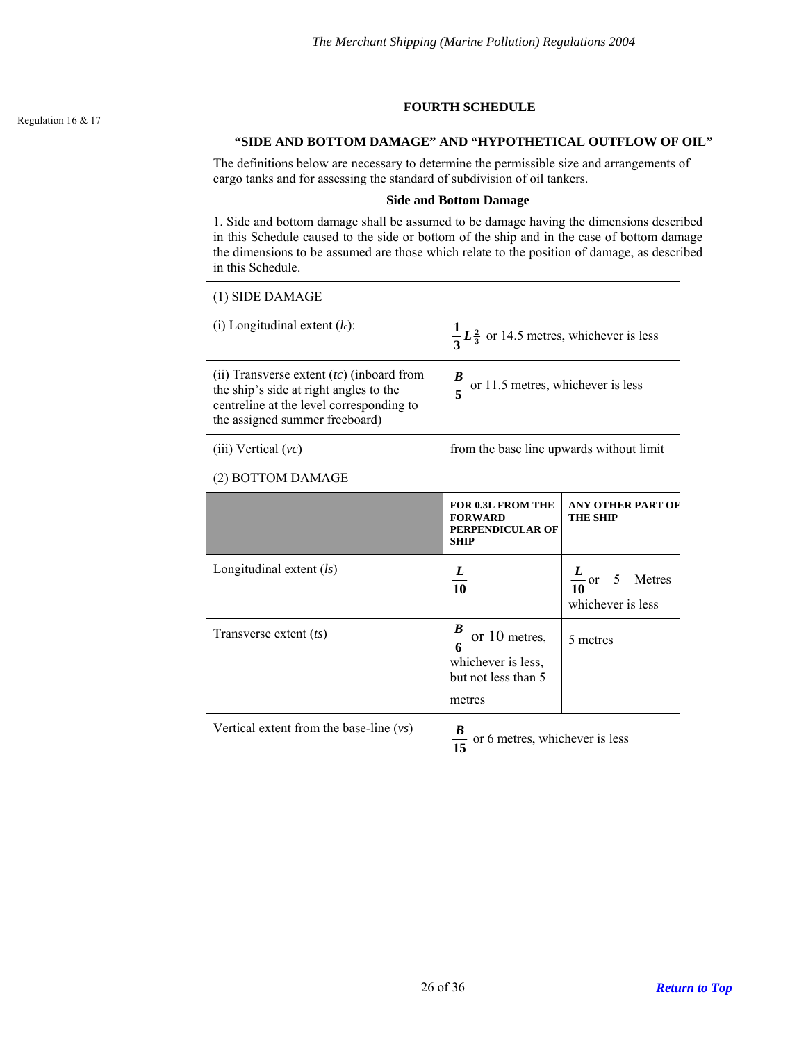Regulation 16 & 17

# FOURTH SCHEDULE

## "SIDE AND BOTTOM DAMAGE" AND "HYPOTHETICAL OUTFLOW OF OIL"

The definitions below are necessary to determine the permissible size and arrangements of cargo tanks and for assessing the standard of subdivision of oil tankers.

### Side and Bottom Damage

1. Side and bottom damage shall be assumed to be damage having the dimensions described in this Schedule caused to the side or bottom of the ship and in the case of bottom damage the dimensions to be assumed are those which relate to the position of damage, as described in this Schedule.

| (1) SIDE DAMAGE | | |
|---|---|---|
| (i) Longitudinal extent ($l_c$): | $\frac{1}{3}L^{\frac{2}{3}}$ or 14.5 metres, whichever is less | |
| (ii) Transverse extent ($t_c$) (inboard from the ship's side at right angles to the centreline at the level corresponding to the assigned summer freeboard) | $\frac{B}{5}$ or 11.5 metres, whichever is less | |
| (iii) Vertical ($v_c$) | from the base line upwards without limit | |
| (2) BOTTOM DAMAGE | | |
| | **FOR 0.3L FROM THE FORWARD PERPENDICULAR OF SHIP** | **ANY OTHER PART OF THE SHIP** |
| Longitudinal extent ($l_s$) | $\frac{L}{10}$ | $\frac{L}{10}$ or 5 Metres whichever is less |
| Transverse extent ($t_s$) | $\frac{B}{6}$ or 10 metres, whichever is less, but not less than 5 metres | 5 metres |
| Vertical extent from the base-line ($v_s$) | $\frac{B}{15}$ or 6 metres, whichever is less | |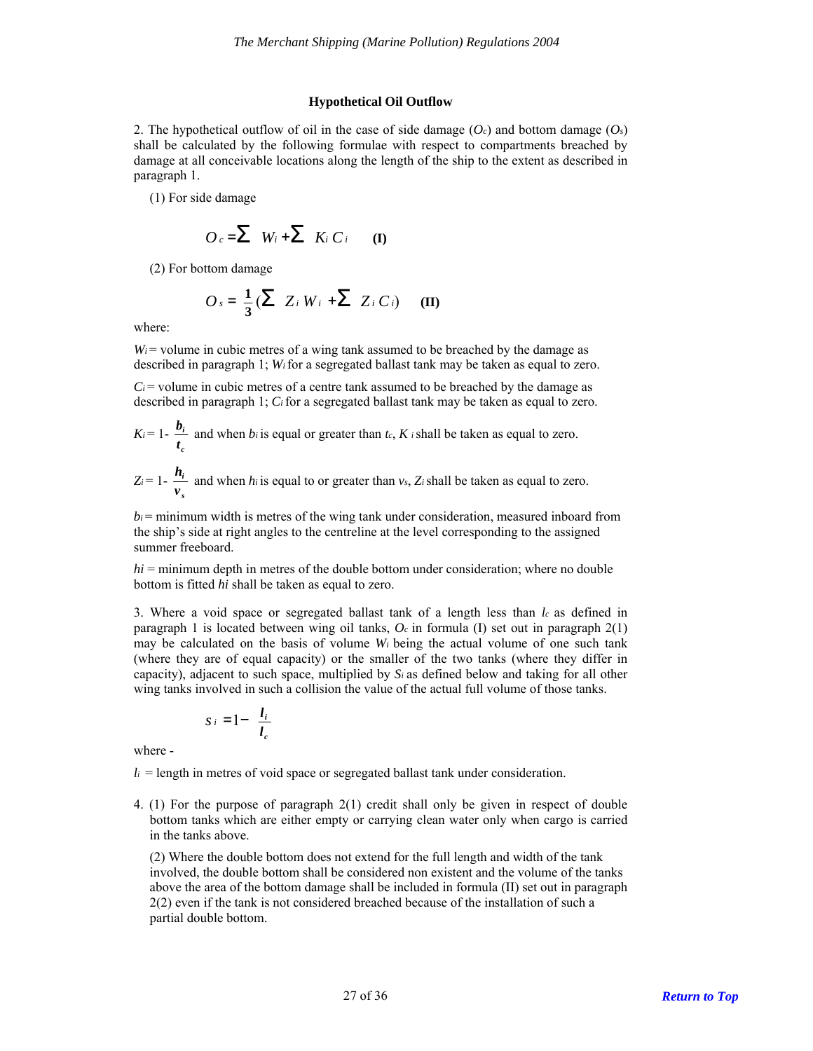### Hypothetical Oil Outflow

2. The hypothetical outflow of oil in the case of side damage ($O_c$) and bottom damage ($O_s$) shall be calculated by the following formulae with respect to compartments breached by damage at all conceivable locations along the length of the ship to the extent as described in paragraph 1.

(1) For side damage

$$O_c = \sum W_i + \sum K_i C_i \qquad \textbf{(I)}$$

(2) For bottom damage

$$O_s = \frac{1}{3}\left(\sum Z_i W_i + \sum Z_i C_i\right) \qquad \textbf{(II)}$$

where:

$W_i$ = volume in cubic metres of a wing tank assumed to be breached by the damage as described in paragraph 1; $W_i$ for a segregated ballast tank may be taken as equal to zero.

$C_i$ = volume in cubic metres of a centre tank assumed to be breached by the damage as described in paragraph 1; $C_i$ for a segregated ballast tank may be taken as equal to zero.

$K_i = 1 - \frac{b_i}{t_c}$ and when $b_i$ is equal or greater than $t_c$, $K_i$ shall be taken as equal to zero.

$Z_i = 1 - \frac{h_i}{v_s}$ and when $h_i$ is equal to or greater than $v_s$, $Z_i$ shall be taken as equal to zero.

$b_i$ = minimum width is metres of the wing tank under consideration, measured inboard from the ship's side at right angles to the centreline at the level corresponding to the assigned summer freeboard.

*hi* = minimum depth in metres of the double bottom under consideration; where no double bottom is fitted *hi* shall be taken as equal to zero.

3. Where a void space or segregated ballast tank of a length less than $l_c$ as defined in paragraph 1 is located between wing oil tanks, $O_c$ in formula (I) set out in paragraph 2(1) may be calculated on the basis of volume $W_i$ being the actual volume of one such tank (where they are of equal capacity) or the smaller of the two tanks (where they differ in capacity), adjacent to such space, multiplied by $S_i$ as defined below and taking for all other wing tanks involved in such a collision the value of the actual full volume of those tanks.

$$s_i = 1 - \frac{l_i}{l_c}$$

where -

$l_i$ = length in metres of void space or segregated ballast tank under consideration.

4. (1) For the purpose of paragraph 2(1) credit shall only be given in respect of double bottom tanks which are either empty or carrying clean water only when cargo is carried in the tanks above.

(2) Where the double bottom does not extend for the full length and width of the tank involved, the double bottom shall be considered non existent and the volume of the tanks above the area of the bottom damage shall be included in formula (II) set out in paragraph 2(2) even if the tank is not considered breached because of the installation of such a partial double bottom.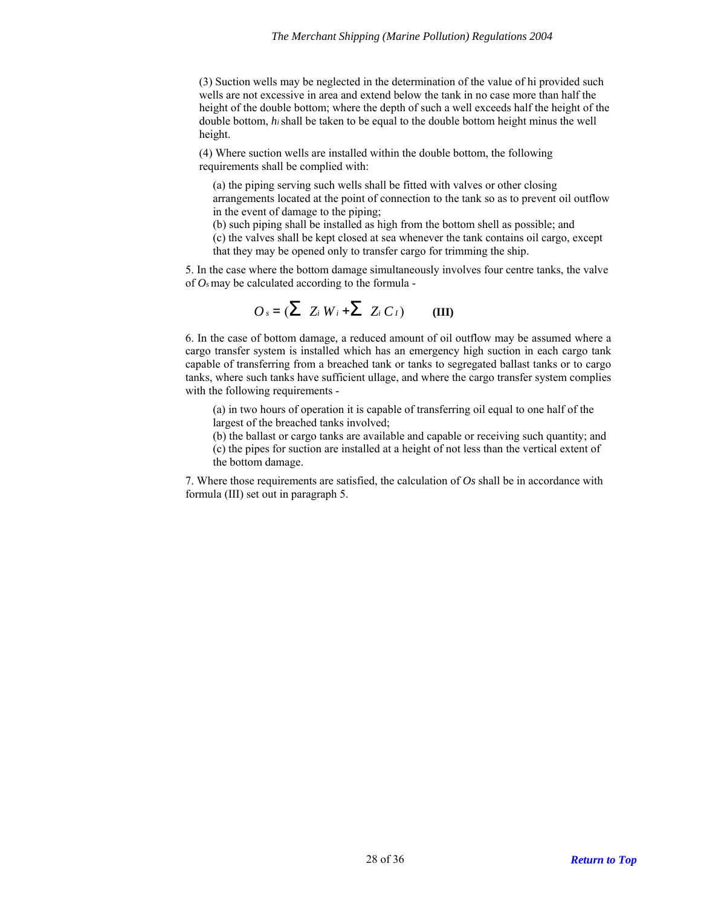(3) Suction wells may be neglected in the determination of the value of hi provided such wells are not excessive in area and extend below the tank in no case more than half the height of the double bottom; where the depth of such a well exceeds half the height of the double bottom, $h_i$ shall be taken to be equal to the double bottom height minus the well height.

(4) Where suction wells are installed within the double bottom, the following requirements shall be complied with:

(a) the piping serving such wells shall be fitted with valves or other closing arrangements located at the point of connection to the tank so as to prevent oil outflow in the event of damage to the piping;

(b) such piping shall be installed as high from the bottom shell as possible; and

(c) the valves shall be kept closed at sea whenever the tank contains oil cargo, except that they may be opened only to transfer cargo for trimming the ship.

5. In the case where the bottom damage simultaneously involves four centre tanks, the valve of $O_s$ may be calculated according to the formula -

$$O_s = (\sum Z_i W_i + \sum Z_i C_l) \qquad \textbf{(III)}$$

6. In the case of bottom damage, a reduced amount of oil outflow may be assumed where a cargo transfer system is installed which has an emergency high suction in each cargo tank capable of transferring from a breached tank or tanks to segregated ballast tanks or to cargo tanks, where such tanks have sufficient ullage, and where the cargo transfer system complies with the following requirements -

(a) in two hours of operation it is capable of transferring oil equal to one half of the largest of the breached tanks involved;

(b) the ballast or cargo tanks are available and capable or receiving such quantity; and

(c) the pipes for suction are installed at a height of not less than the vertical extent of the bottom damage.

7. Where those requirements are satisfied, the calculation of $Os$ shall be in accordance with formula (III) set out in paragraph 5.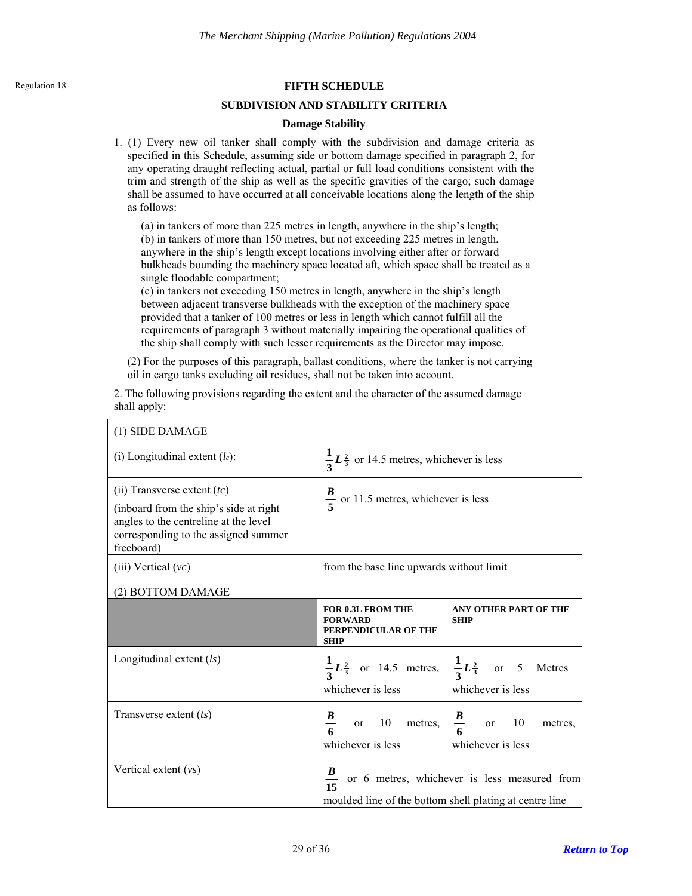Regulation 18

## FIFTH SCHEDULE

### SUBDIVISION AND STABILITY CRITERIA

#### Damage Stability

1. (1) Every new oil tanker shall comply with the subdivision and damage criteria as specified in this Schedule, assuming side or bottom damage specified in paragraph 2, for any operating draught reflecting actual, partial or full load conditions consistent with the trim and strength of the ship as well as the specific gravities of the cargo; such damage shall be assumed to have occurred at all conceivable locations along the length of the ship as follows:

(a) in tankers of more than 225 metres in length, anywhere in the ship's length;
(b) in tankers of more than 150 metres, but not exceeding 225 metres in length, anywhere in the ship's length except locations involving either after or forward bulkheads bounding the machinery space located aft, which space shall be treated as a single floodable compartment;
(c) in tankers not exceeding 150 metres in length, anywhere in the ship's length between adjacent transverse bulkheads with the exception of the machinery space provided that a tanker of 100 metres or less in length which cannot fulfill all the requirements of paragraph 3 without materially impairing the operational qualities of the ship shall comply with such lesser requirements as the Director may impose.

(2) For the purposes of this paragraph, ballast conditions, where the tanker is not carrying oil in cargo tanks excluding oil residues, shall not be taken into account.

2. The following provisions regarding the extent and the character of the assumed damage shall apply:

| (1) SIDE DAMAGE | | |
|---|---|---|
| (i) Longitudinal extent ($l_c$): | $\frac{1}{3}L^{\frac{2}{3}}$ or 14.5 metres, whichever is less | |
| (ii) Transverse extent (*tc*) (inboard from the ship's side at right angles to the centreline at the level corresponding to the assigned summer freeboard) | $\frac{B}{5}$ or 11.5 metres, whichever is less | |
| (iii) Vertical (*vc*) | from the base line upwards without limit | |
| **(2) BOTTOM DAMAGE** | | |
| | **FOR 0.3L FROM THE FORWARD PERPENDICULAR OF THE SHIP** | **ANY OTHER PART OF THE SHIP** |
| Longitudinal extent (*ls*) | $\frac{1}{3}L^{\frac{2}{3}}$ or 14.5 metres, whichever is less | $\frac{1}{3}L^{\frac{2}{3}}$ or 5 Metres whichever is less |
| Transverse extent (*ts*) | $\frac{B}{6}$ or 10 metres, whichever is less | $\frac{B}{6}$ or 10 metres, whichever is less |
| Vertical extent (*vs*) | $\frac{B}{15}$ or 6 metres, whichever is less measured from moulded line of the bottom shell plating at centre line | |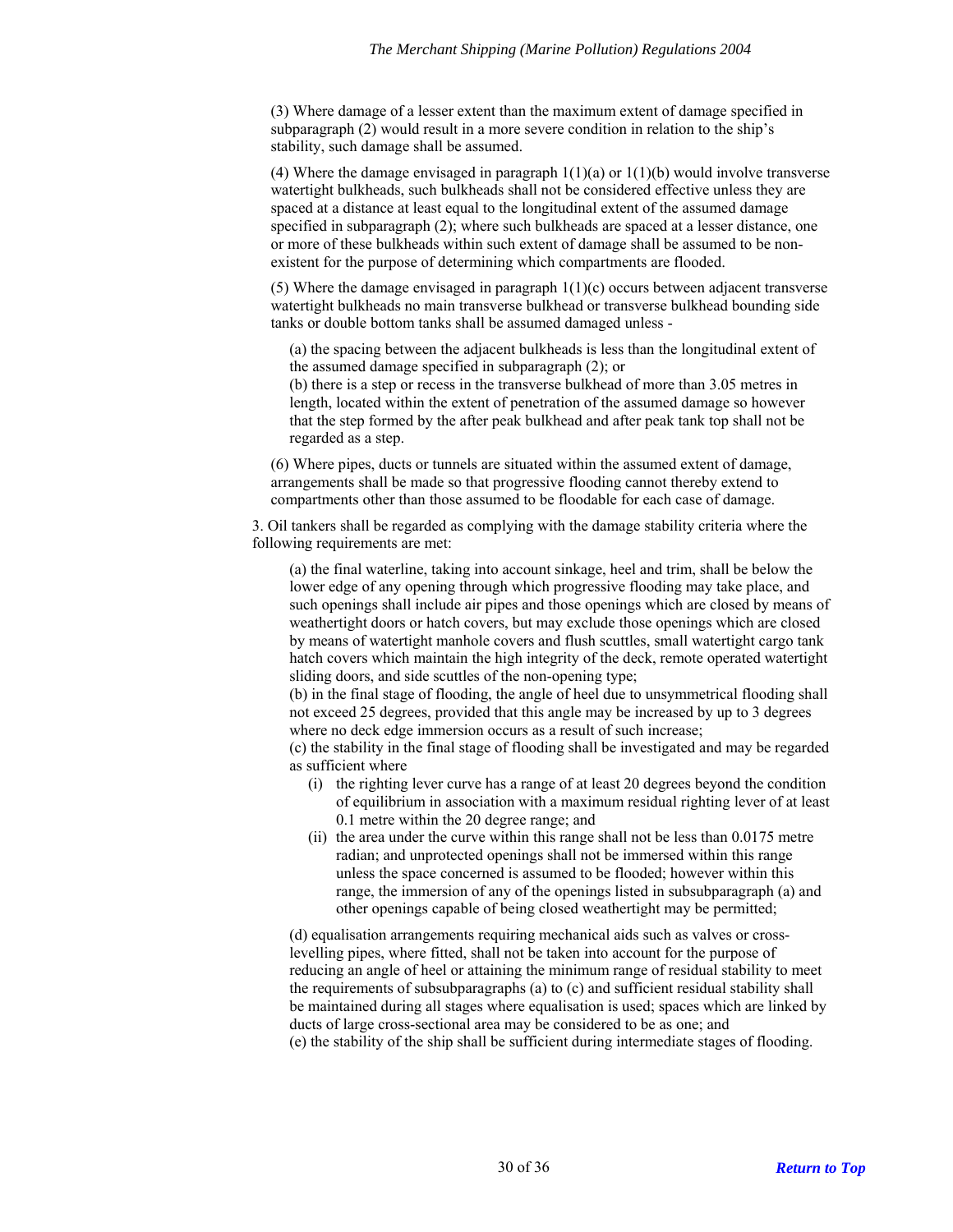(3) Where damage of a lesser extent than the maximum extent of damage specified in subparagraph (2) would result in a more severe condition in relation to the ship's stability, such damage shall be assumed.

(4) Where the damage envisaged in paragraph 1(1)(a) or 1(1)(b) would involve transverse watertight bulkheads, such bulkheads shall not be considered effective unless they are spaced at a distance at least equal to the longitudinal extent of the assumed damage specified in subparagraph (2); where such bulkheads are spaced at a lesser distance, one or more of these bulkheads within such extent of damage shall be assumed to be non-existent for the purpose of determining which compartments are flooded.

(5) Where the damage envisaged in paragraph 1(1)(c) occurs between adjacent transverse watertight bulkheads no main transverse bulkhead or transverse bulkhead bounding side tanks or double bottom tanks shall be assumed damaged unless -

(a) the spacing between the adjacent bulkheads is less than the longitudinal extent of the assumed damage specified in subparagraph (2); or
(b) there is a step or recess in the transverse bulkhead of more than 3.05 metres in length, located within the extent of penetration of the assumed damage so however that the step formed by the after peak bulkhead and after peak tank top shall not be regarded as a step.

(6) Where pipes, ducts or tunnels are situated within the assumed extent of damage, arrangements shall be made so that progressive flooding cannot thereby extend to compartments other than those assumed to be floodable for each case of damage.

3. Oil tankers shall be regarded as complying with the damage stability criteria where the following requirements are met:

(a) the final waterline, taking into account sinkage, heel and trim, shall be below the lower edge of any opening through which progressive flooding may take place, and such openings shall include air pipes and those openings which are closed by means of weathertight doors or hatch covers, but may exclude those openings which are closed by means of watertight manhole covers and flush scuttles, small watertight cargo tank hatch covers which maintain the high integrity of the deck, remote operated watertight sliding doors, and side scuttles of the non-opening type;
(b) in the final stage of flooding, the angle of heel due to unsymmetrical flooding shall not exceed 25 degrees, provided that this angle may be increased by up to 3 degrees where no deck edge immersion occurs as a result of such increase;
(c) the stability in the final stage of flooding shall be investigated and may be regarded as sufficient where

   (i) the righting lever curve has a range of at least 20 degrees beyond the condition of equilibrium in association with a maximum residual righting lever of at least 0.1 metre within the 20 degree range; and
   (ii) the area under the curve within this range shall not be less than 0.0175 metre radian; and unprotected openings shall not be immersed within this range unless the space concerned is assumed to be flooded; however within this range, the immersion of any of the openings listed in subsubparagraph (a) and other openings capable of being closed weathertight may be permitted;

(d) equalisation arrangements requiring mechanical aids such as valves or cross-levelling pipes, where fitted, shall not be taken into account for the purpose of reducing an angle of heel or attaining the minimum range of residual stability to meet the requirements of subsubparagraphs (a) to (c) and sufficient residual stability shall be maintained during all stages where equalisation is used; spaces which are linked by ducts of large cross-sectional area may be considered to be as one; and
(e) the stability of the ship shall be sufficient during intermediate stages of flooding.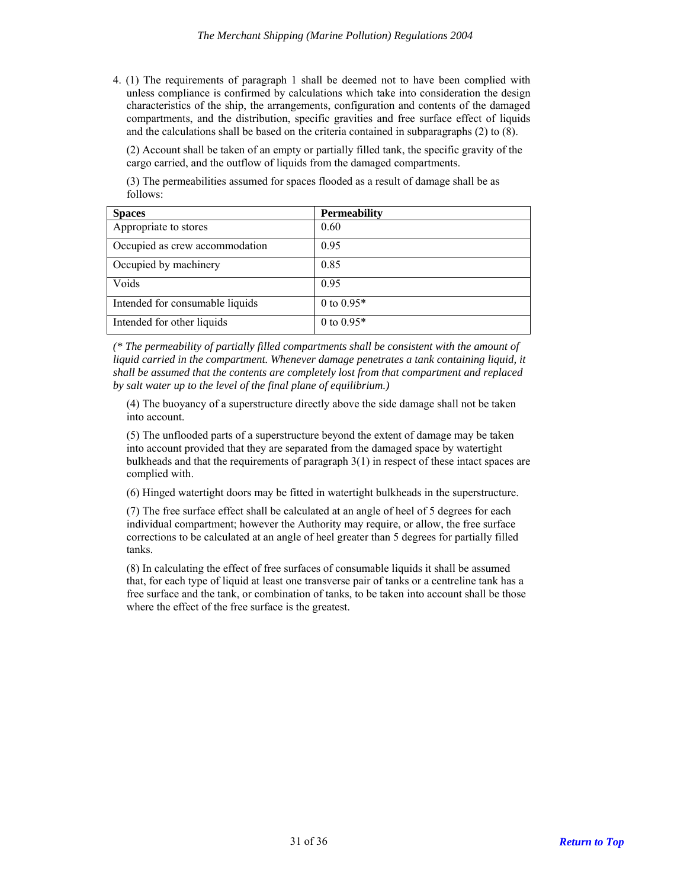4. (1) The requirements of paragraph 1 shall be deemed not to have been complied with unless compliance is confirmed by calculations which take into consideration the design characteristics of the ship, the arrangements, configuration and contents of the damaged compartments, and the distribution, specific gravities and free surface effect of liquids and the calculations shall be based on the criteria contained in subparagraphs (2) to (8).

(2) Account shall be taken of an empty or partially filled tank, the specific gravity of the cargo carried, and the outflow of liquids from the damaged compartments.

(3) The permeabilities assumed for spaces flooded as a result of damage shall be as follows:

| **Spaces** | **Permeability** |
|---|---|
| Appropriate to stores | 0.60 |
| Occupied as crew accommodation | 0.95 |
| Occupied by machinery | 0.85 |
| Voids | 0.95 |
| Intended for consumable liquids | 0 to 0.95* |
| Intended for other liquids | 0 to 0.95* |

*(* The permeability of partially filled compartments shall be consistent with the amount of liquid carried in the compartment. Whenever damage penetrates a tank containing liquid, it shall be assumed that the contents are completely lost from that compartment and replaced by salt water up to the level of the final plane of equilibrium.)*

(4) The buoyancy of a superstructure directly above the side damage shall not be taken into account.

(5) The unflooded parts of a superstructure beyond the extent of damage may be taken into account provided that they are separated from the damaged space by watertight bulkheads and that the requirements of paragraph 3(1) in respect of these intact spaces are complied with.

(6) Hinged watertight doors may be fitted in watertight bulkheads in the superstructure.

(7) The free surface effect shall be calculated at an angle of heel of 5 degrees for each individual compartment; however the Authority may require, or allow, the free surface corrections to be calculated at an angle of heel greater than 5 degrees for partially filled tanks.

(8) In calculating the effect of free surfaces of consumable liquids it shall be assumed that, for each type of liquid at least one transverse pair of tanks or a centreline tank has a free surface and the tank, or combination of tanks, to be taken into account shall be those where the effect of the free surface is the greatest.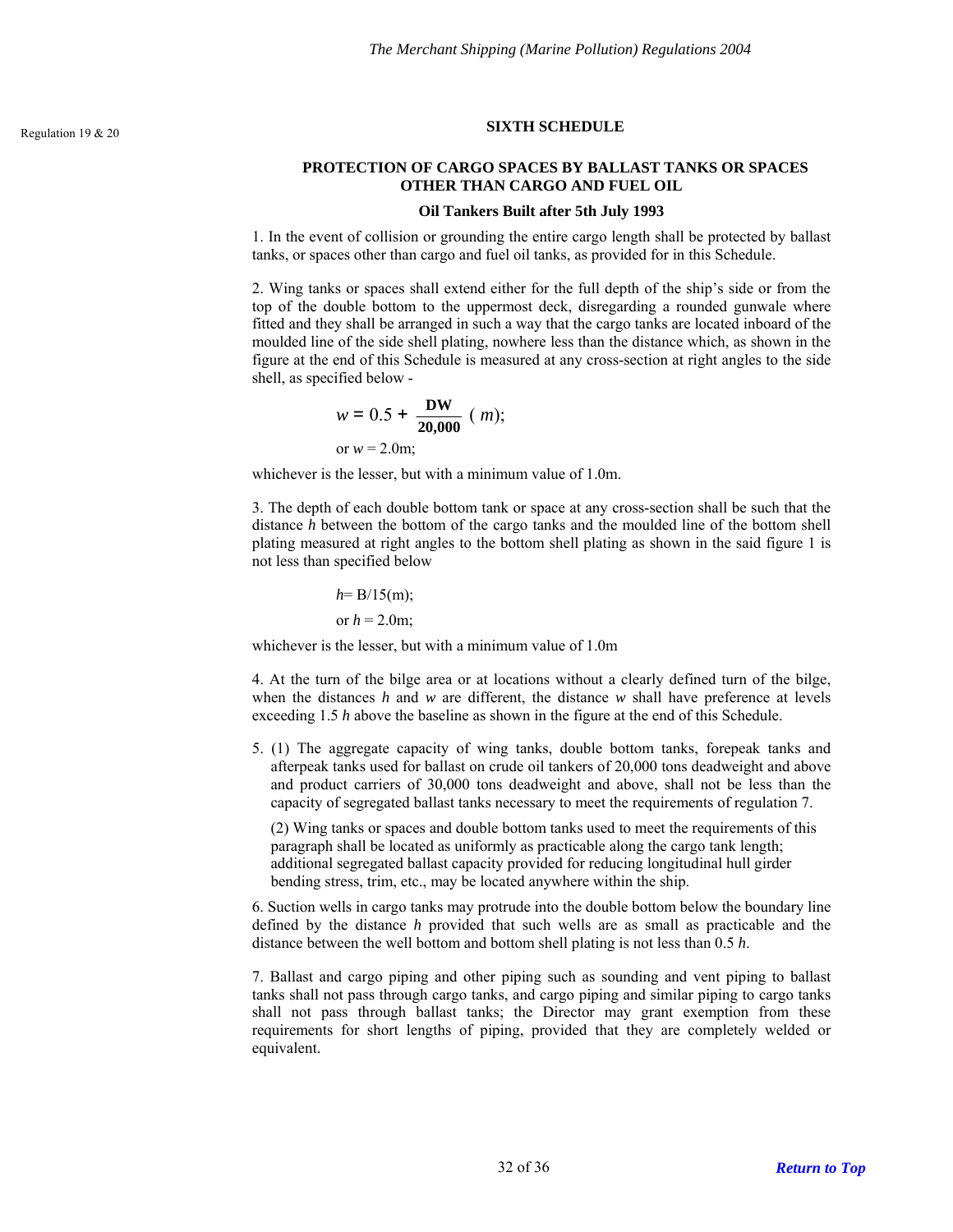Regulation 19 & 20

## SIXTH SCHEDULE

### PROTECTION OF CARGO SPACES BY BALLAST TANKS OR SPACES OTHER THAN CARGO AND FUEL OIL

### Oil Tankers Built after 5th July 1993

1. In the event of collision or grounding the entire cargo length shall be protected by ballast tanks, or spaces other than cargo and fuel oil tanks, as provided for in this Schedule.

2. Wing tanks or spaces shall extend either for the full depth of the ship's side or from the top of the double bottom to the uppermost deck, disregarding a rounded gunwale where fitted and they shall be arranged in such a way that the cargo tanks are located inboard of the moulded line of the side shell plating, nowhere less than the distance which, as shown in the figure at the end of this Schedule is measured at any cross-section at right angles to the side shell, as specified below -

$$w = 0.5 + \frac{\textbf{DW}}{\textbf{20,000}}\ (m);$$

or $w = 2.0$m;

whichever is the lesser, but with a minimum value of 1.0m.

3. The depth of each double bottom tank or space at any cross-section shall be such that the distance $h$ between the bottom of the cargo tanks and the moulded line of the bottom shell plating measured at right angles to the bottom shell plating as shown in the said figure 1 is not less than specified below

$h = B/15$(m);

or $h = 2.0$m;

whichever is the lesser, but with a minimum value of 1.0m

4. At the turn of the bilge area or at locations without a clearly defined turn of the bilge, when the distances $h$ and $w$ are different, the distance $w$ shall have preference at levels exceeding 1.5 $h$ above the baseline as shown in the figure at the end of this Schedule.

5. (1) The aggregate capacity of wing tanks, double bottom tanks, forepeak tanks and afterpeak tanks used for ballast on crude oil tankers of 20,000 tons deadweight and above and product carriers of 30,000 tons deadweight and above, shall not be less than the capacity of segregated ballast tanks necessary to meet the requirements of regulation 7.

(2) Wing tanks or spaces and double bottom tanks used to meet the requirements of this paragraph shall be located as uniformly as practicable along the cargo tank length; additional segregated ballast capacity provided for reducing longitudinal hull girder bending stress, trim, etc., may be located anywhere within the ship.

6. Suction wells in cargo tanks may protrude into the double bottom below the boundary line defined by the distance $h$ provided that such wells are as small as practicable and the distance between the well bottom and bottom shell plating is not less than 0.5 $h$.

7. Ballast and cargo piping and other piping such as sounding and vent piping to ballast tanks shall not pass through cargo tanks, and cargo piping and similar piping to cargo tanks shall not pass through ballast tanks; the Director may grant exemption from these requirements for short lengths of piping, provided that they are completely welded or equivalent.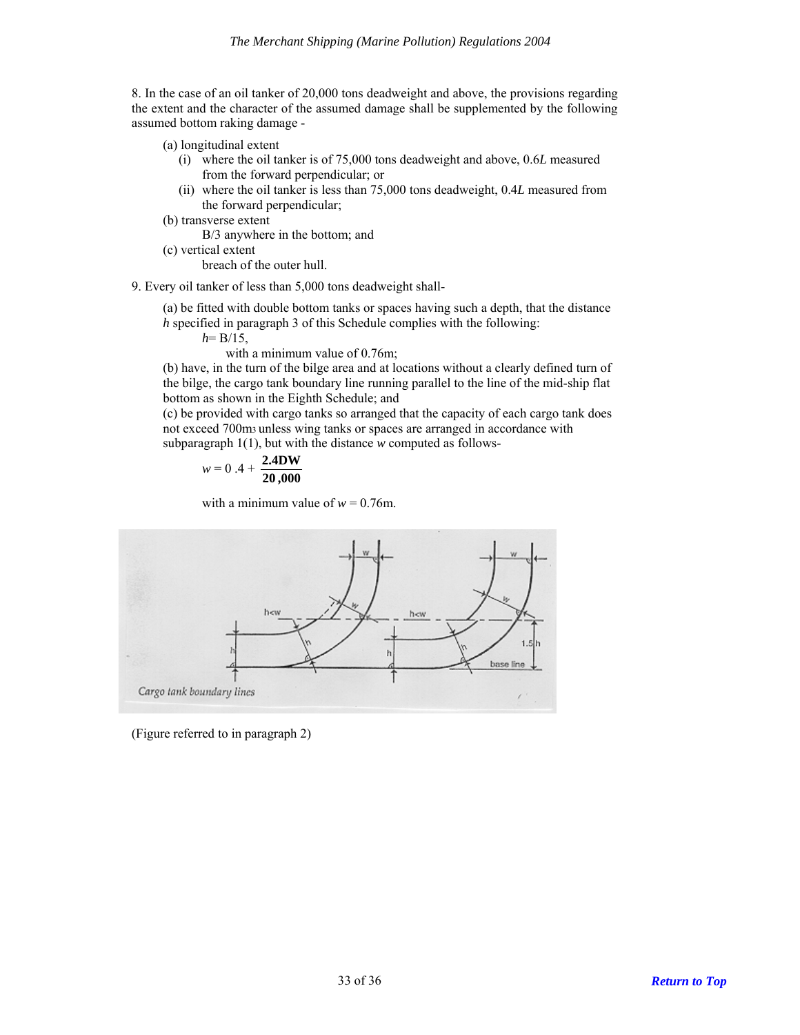8. In the case of an oil tanker of 20,000 tons deadweight and above, the provisions regarding the extent and the character of the assumed damage shall be supplemented by the following assumed bottom raking damage -

(a) longitudinal extent
   (i) where the oil tanker is of 75,000 tons deadweight and above, 0.6*L* measured from the forward perpendicular; or
   (ii) where the oil tanker is less than 75,000 tons deadweight, 0.4*L* measured from the forward perpendicular;

(b) transverse extent
   B/3 anywhere in the bottom; and

(c) vertical extent
   breach of the outer hull.

9. Every oil tanker of less than 5,000 tons deadweight shall-

(a) be fitted with double bottom tanks or spaces having such a depth, that the distance *h* specified in paragraph 3 of this Schedule complies with the following:

$h = B/15$,

with a minimum value of 0.76m;

(b) have, in the turn of the bilge area and at locations without a clearly defined turn of the bilge, the cargo tank boundary line running parallel to the line of the mid-ship flat bottom as shown in the Eighth Schedule; and

(c) be provided with cargo tanks so arranged that the capacity of each cargo tank does not exceed 700m3 unless wing tanks or spaces are arranged in accordance with subparagraph 1(1), but with the distance *w* computed as follows-

$$w = 0.4 + \frac{2.4DW}{20,000}$$

with a minimum value of $w = 0.76$m.

Cargo tank boundary lines

(Figure referred to in paragraph 2)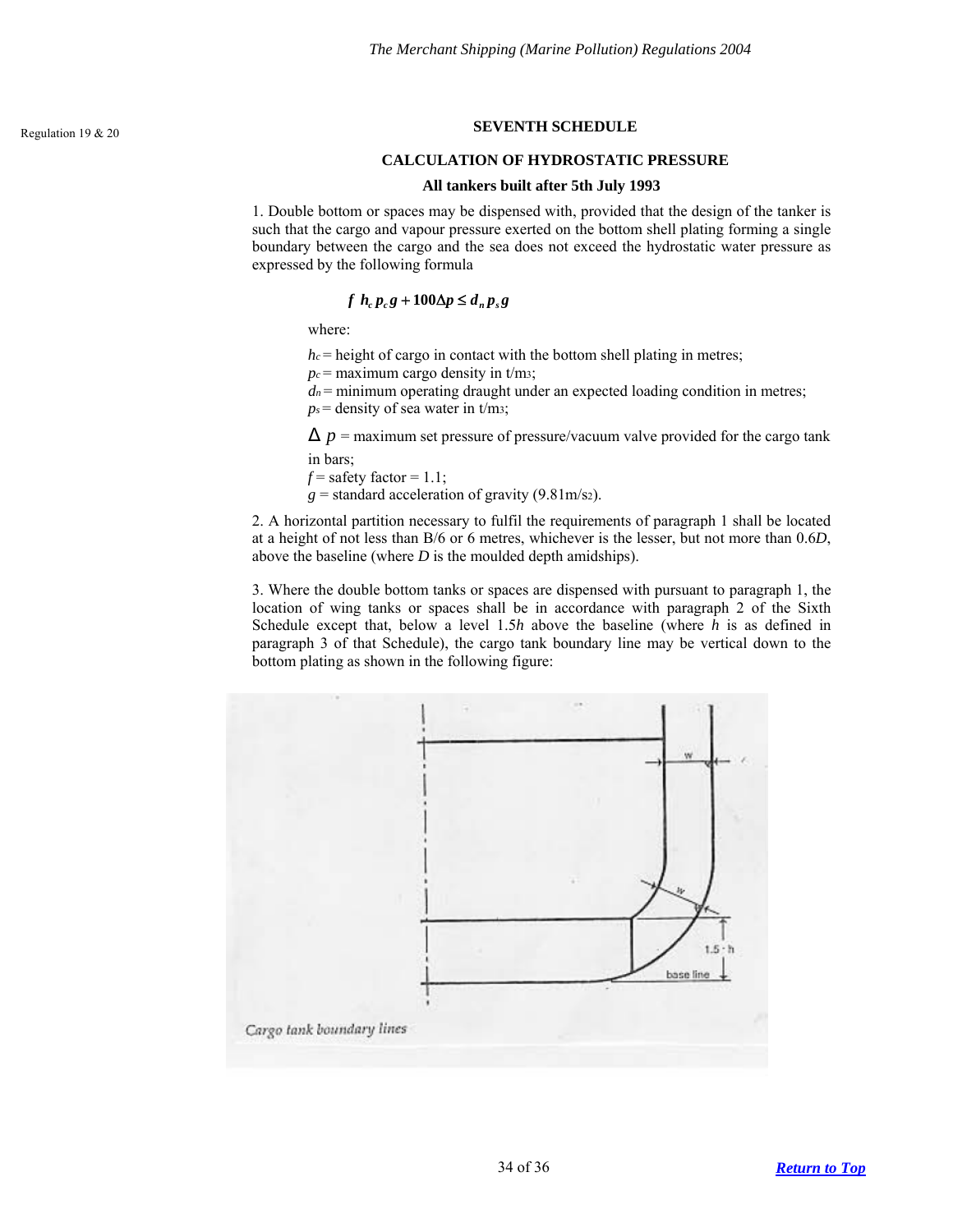Regulation 19 & 20

## SEVENTH SCHEDULE

### CALCULATION OF HYDROSTATIC PRESSURE

**All tankers built after 5th July 1993**

1. Double bottom or spaces may be dispensed with, provided that the design of the tanker is such that the cargo and vapour pressure exerted on the bottom shell plating forming a single boundary between the cargo and the sea does not exceed the hydrostatic water pressure as expressed by the following formula

$$f\ h_c\, p_c\, g + 100\Delta p \leq d_n\, p_s\, g$$

where:

$h_c$ = height of cargo in contact with the bottom shell plating in metres;
$p_c$ = maximum cargo density in t/m$^3$;
$d_n$ = minimum operating draught under an expected loading condition in metres;
$p_s$ = density of sea water in t/m$^3$;

$\Delta p$ = maximum set pressure of pressure/vacuum valve provided for the cargo tank in bars;
$f$ = safety factor = 1.1;
$g$ = standard acceleration of gravity (9.81m/s$^2$).

2. A horizontal partition necessary to fulfil the requirements of paragraph 1 shall be located at a height of not less than B/6 or 6 metres, whichever is the lesser, but not more than 0.6*D*, above the baseline (where *D* is the moulded depth amidships).

3. Where the double bottom tanks or spaces are dispensed with pursuant to paragraph 1, the location of wing tanks or spaces shall be in accordance with paragraph 2 of the Sixth Schedule except that, below a level 1.5*h* above the baseline (where *h* is as defined in paragraph 3 of that Schedule), the cargo tank boundary line may be vertical down to the bottom plating as shown in the following figure:

*Cargo tank boundary lines*

[Return to Top]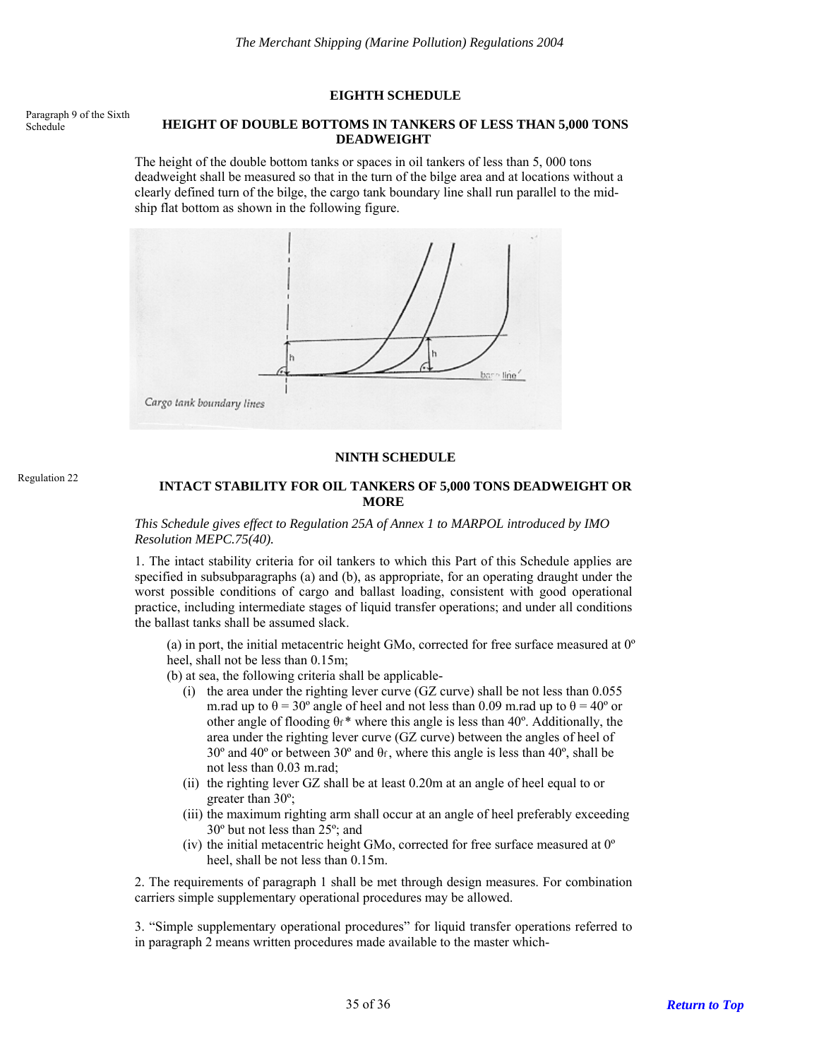## EIGHTH SCHEDULE

Paragraph 9 of the Sixth Schedule

### HEIGHT OF DOUBLE BOTTOMS IN TANKERS OF LESS THAN 5,000 TONS DEADWEIGHT

The height of the double bottom tanks or spaces in oil tankers of less than 5, 000 tons deadweight shall be measured so that in the turn of the bilge area and at locations without a clearly defined turn of the bilge, the cargo tank boundary line shall run parallel to the mid-ship flat bottom as shown in the following figure.

Cargo tank boundary lines

## NINTH SCHEDULE

Regulation 22

### INTACT STABILITY FOR OIL TANKERS OF 5,000 TONS DEADWEIGHT OR MORE

*This Schedule gives effect to Regulation 25A of Annex 1 to MARPOL introduced by IMO Resolution MEPC.75(40).*

1. The intact stability criteria for oil tankers to which this Part of this Schedule applies are specified in subsubparagraphs (a) and (b), as appropriate, for an operating draught under the worst possible conditions of cargo and ballast loading, consistent with good operational practice, including intermediate stages of liquid transfer operations; and under all conditions the ballast tanks shall be assumed slack.

(a) in port, the initial metacentric height GMo, corrected for free surface measured at 0º heel, shall not be less than 0.15m;

(b) at sea, the following criteria shall be applicable-

- (i) the area under the righting lever curve (GZ curve) shall be not less than 0.055 m.rad up to $\theta = 30º$ angle of heel and not less than 0.09 m.rad up to $\theta = 40º$ or other angle of flooding $\theta_f$* where this angle is less than 40º. Additionally, the area under the righting lever curve (GZ curve) between the angles of heel of 30º and 40º or between 30º and $\theta_f$, where this angle is less than 40º, shall be not less than 0.03 m.rad;
- (ii) the righting lever GZ shall be at least 0.20m at an angle of heel equal to or greater than 30º;
- (iii) the maximum righting arm shall occur at an angle of heel preferably exceeding 30º but not less than 25º; and
- (iv) the initial metacentric height GMo, corrected for free surface measured at 0º heel, shall be not less than 0.15m.

2. The requirements of paragraph 1 shall be met through design measures. For combination carriers simple supplementary operational procedures may be allowed.

3. "Simple supplementary operational procedures" for liquid transfer operations referred to in paragraph 2 means written procedures made available to the master which-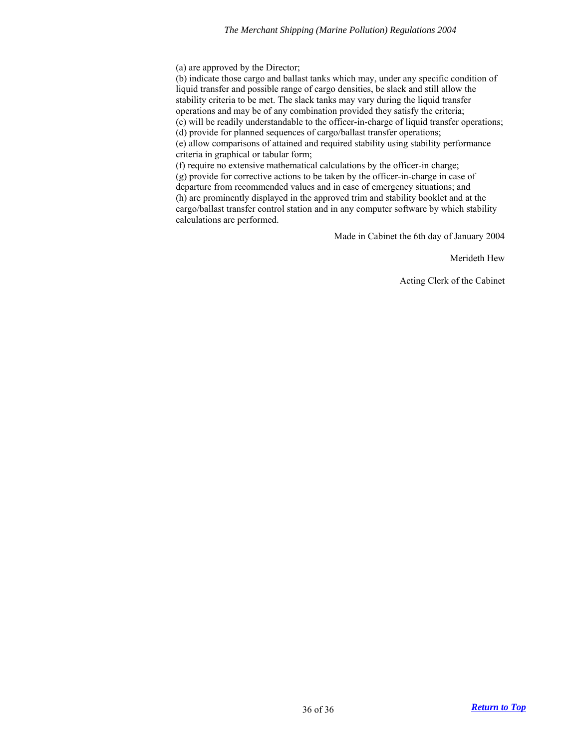(a) are approved by the Director;

(b) indicate those cargo and ballast tanks which may, under any specific condition of liquid transfer and possible range of cargo densities, be slack and still allow the stability criteria to be met. The slack tanks may vary during the liquid transfer operations and may be of any combination provided they satisfy the criteria;

(c) will be readily understandable to the officer-in-charge of liquid transfer operations;

(d) provide for planned sequences of cargo/ballast transfer operations;

(e) allow comparisons of attained and required stability using stability performance criteria in graphical or tabular form;

(f) require no extensive mathematical calculations by the officer-in charge;

(g) provide for corrective actions to be taken by the officer-in-charge in case of departure from recommended values and in case of emergency situations; and

(h) are prominently displayed in the approved trim and stability booklet and at the cargo/ballast transfer control station and in any computer software by which stability calculations are performed.

Made in Cabinet the 6th day of January 2004

Merideth Hew

Acting Clerk of the Cabinet